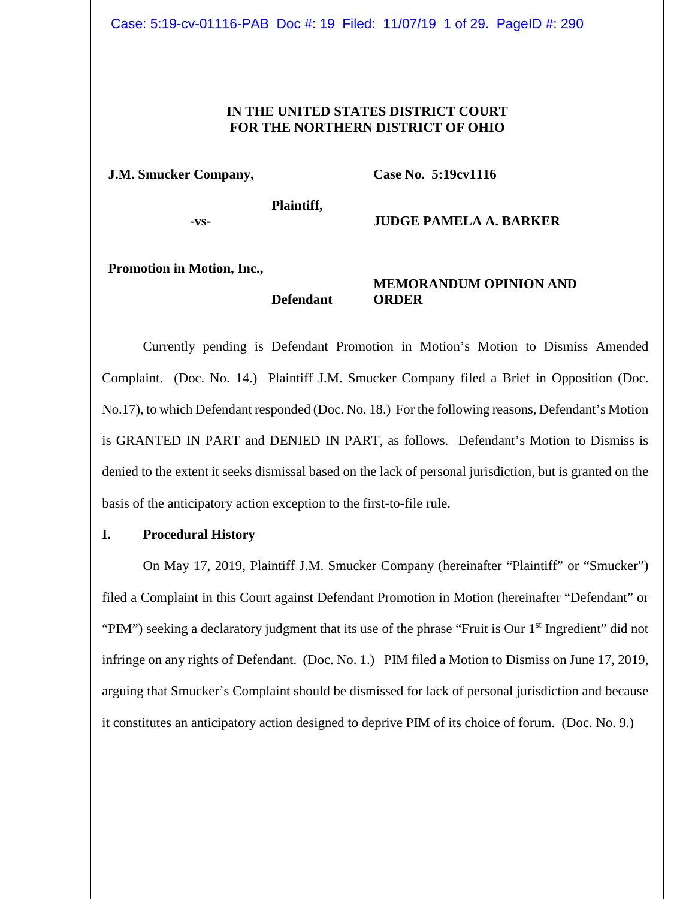**IN THE UNITED STATES DISTRICT COURT**
**FOR THE NORTHERN DISTRICT OF OHIO**

**J.M. Smucker Company,**

**Plaintiff,**

**-vs-**

**Promotion in Motion, Inc.,**

**Defendant**

**Case No. 5:19cv1116**

**JUDGE PAMELA A. BARKER**

**MEMORANDUM OPINION AND ORDER**

Currently pending is Defendant Promotion in Motion's Motion to Dismiss Amended Complaint. (Doc. No. 14.) Plaintiff J.M. Smucker Company filed a Brief in Opposition (Doc. No.17), to which Defendant responded (Doc. No. 18.) For the following reasons, Defendant's Motion is GRANTED IN PART and DENIED IN PART, as follows. Defendant's Motion to Dismiss is denied to the extent it seeks dismissal based on the lack of personal jurisdiction, but is granted on the basis of the anticipatory action exception to the first-to-file rule.

## I. Procedural History

On May 17, 2019, Plaintiff J.M. Smucker Company (hereinafter "Plaintiff" or "Smucker") filed a Complaint in this Court against Defendant Promotion in Motion (hereinafter "Defendant" or "PIM") seeking a declaratory judgment that its use of the phrase "Fruit is Our 1st Ingredient" did not infringe on any rights of Defendant. (Doc. No. 1.) PIM filed a Motion to Dismiss on June 17, 2019, arguing that Smucker's Complaint should be dismissed for lack of personal jurisdiction and because it constitutes an anticipatory action designed to deprive PIM of its choice of forum. (Doc. No. 9.)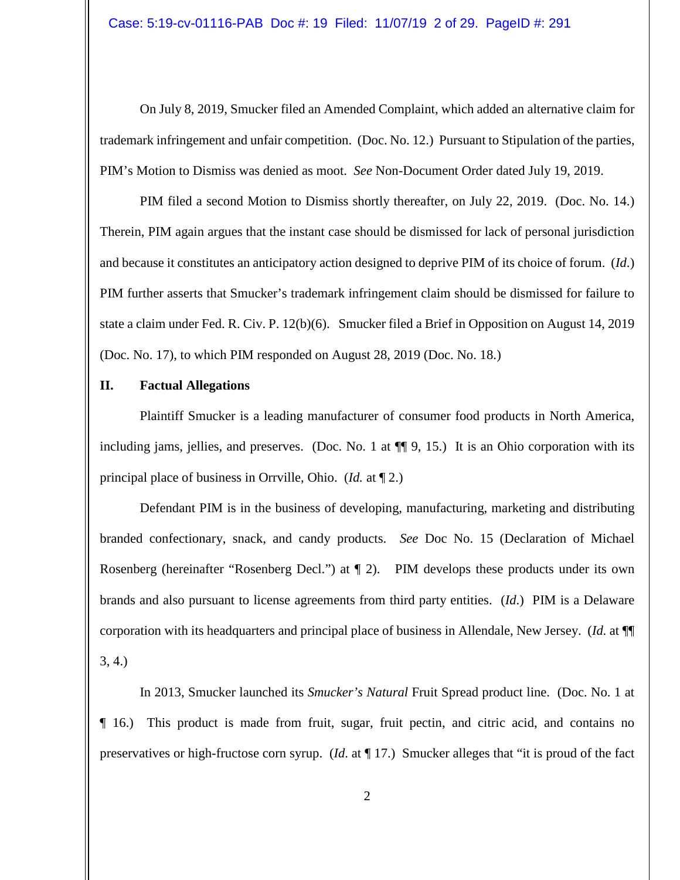On July 8, 2019, Smucker filed an Amended Complaint, which added an alternative claim for trademark infringement and unfair competition. (Doc. No. 12.) Pursuant to Stipulation of the parties, PIM's Motion to Dismiss was denied as moot. *See* Non-Document Order dated July 19, 2019.

PIM filed a second Motion to Dismiss shortly thereafter, on July 22, 2019. (Doc. No. 14.) Therein, PIM again argues that the instant case should be dismissed for lack of personal jurisdiction and because it constitutes an anticipatory action designed to deprive PIM of its choice of forum. (*Id.*) PIM further asserts that Smucker's trademark infringement claim should be dismissed for failure to state a claim under Fed. R. Civ. P. 12(b)(6). Smucker filed a Brief in Opposition on August 14, 2019 (Doc. No. 17), to which PIM responded on August 28, 2019 (Doc. No. 18.)

## II. Factual Allegations

Plaintiff Smucker is a leading manufacturer of consumer food products in North America, including jams, jellies, and preserves. (Doc. No. 1 at ¶¶ 9, 15.) It is an Ohio corporation with its principal place of business in Orrville, Ohio. (*Id.* at ¶ 2.)

Defendant PIM is in the business of developing, manufacturing, marketing and distributing branded confectionary, snack, and candy products. *See* Doc No. 15 (Declaration of Michael Rosenberg (hereinafter "Rosenberg Decl.") at ¶ 2). PIM develops these products under its own brands and also pursuant to license agreements from third party entities. (*Id.*) PIM is a Delaware corporation with its headquarters and principal place of business in Allendale, New Jersey. (*Id.* at ¶¶ 3, 4.)

In 2013, Smucker launched its *Smucker's Natural* Fruit Spread product line. (Doc. No. 1 at ¶ 16.) This product is made from fruit, sugar, fruit pectin, and citric acid, and contains no preservatives or high-fructose corn syrup. (*Id.* at ¶ 17.) Smucker alleges that "it is proud of the fact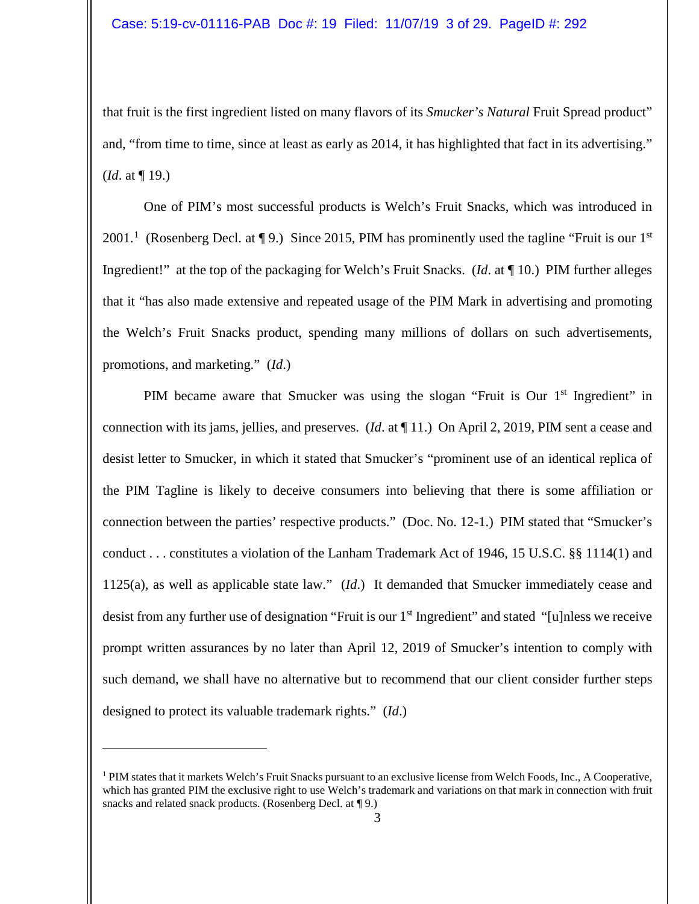that fruit is the first ingredient listed on many flavors of its *Smucker's Natural* Fruit Spread product" and, "from time to time, since at least as early as 2014, it has highlighted that fact in its advertising." (*Id*. at ¶ 19.)

One of PIM's most successful products is Welch's Fruit Snacks, which was introduced in 2001.[1] (Rosenberg Decl. at ¶ 9.) Since 2015, PIM has prominently used the tagline "Fruit is our 1st Ingredient!" at the top of the packaging for Welch's Fruit Snacks. (*Id*. at ¶ 10.) PIM further alleges that it "has also made extensive and repeated usage of the PIM Mark in advertising and promoting the Welch's Fruit Snacks product, spending many millions of dollars on such advertisements, promotions, and marketing." (*Id*.)

PIM became aware that Smucker was using the slogan "Fruit is Our 1st Ingredient" in connection with its jams, jellies, and preserves. (*Id*. at ¶ 11.) On April 2, 2019, PIM sent a cease and desist letter to Smucker, in which it stated that Smucker's "prominent use of an identical replica of the PIM Tagline is likely to deceive consumers into believing that there is some affiliation or connection between the parties' respective products." (Doc. No. 12-1.) PIM stated that "Smucker's conduct . . . constitutes a violation of the Lanham Trademark Act of 1946, 15 U.S.C. §§ 1114(1) and 1125(a), as well as applicable state law." (*Id*.) It demanded that Smucker immediately cease and desist from any further use of designation "Fruit is our 1st Ingredient" and stated "[u]nless we receive prompt written assurances by no later than April 12, 2019 of Smucker's intention to comply with such demand, we shall have no alternative but to recommend that our client consider further steps designed to protect its valuable trademark rights." (*Id*.)

---

[1] PIM states that it markets Welch's Fruit Snacks pursuant to an exclusive license from Welch Foods, Inc., A Cooperative, which has granted PIM the exclusive right to use Welch's trademark and variations on that mark in connection with fruit snacks and related snack products. (Rosenberg Decl. at ¶ 9.)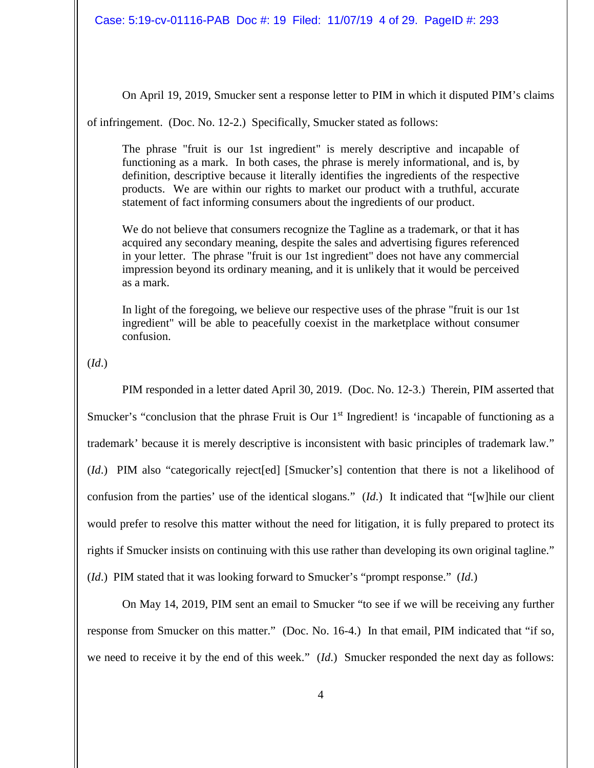On April 19, 2019, Smucker sent a response letter to PIM in which it disputed PIM's claims of infringement. (Doc. No. 12-2.) Specifically, Smucker stated as follows:

> The phrase "fruit is our 1st ingredient" is merely descriptive and incapable of functioning as a mark. In both cases, the phrase is merely informational, and is, by definition, descriptive because it literally identifies the ingredients of the respective products. We are within our rights to market our product with a truthful, accurate statement of fact informing consumers about the ingredients of our product.
>
> We do not believe that consumers recognize the Tagline as a trademark, or that it has acquired any secondary meaning, despite the sales and advertising figures referenced in your letter. The phrase "fruit is our 1st ingredient" does not have any commercial impression beyond its ordinary meaning, and it is unlikely that it would be perceived as a mark.
>
> In light of the foregoing, we believe our respective uses of the phrase "fruit is our 1st ingredient" will be able to peacefully coexist in the marketplace without consumer confusion.

(*Id*.)

PIM responded in a letter dated April 30, 2019. (Doc. No. 12-3.) Therein, PIM asserted that Smucker's "conclusion that the phrase Fruit is Our 1st Ingredient! is 'incapable of functioning as a trademark' because it is merely descriptive is inconsistent with basic principles of trademark law." (*Id*.) PIM also "categorically reject[ed] [Smucker's] contention that there is not a likelihood of confusion from the parties' use of the identical slogans." (*Id*.) It indicated that "[w]hile our client would prefer to resolve this matter without the need for litigation, it is fully prepared to protect its rights if Smucker insists on continuing with this use rather than developing its own original tagline." (*Id*.) PIM stated that it was looking forward to Smucker's "prompt response." (*Id*.)

On May 14, 2019, PIM sent an email to Smucker "to see if we will be receiving any further response from Smucker on this matter." (Doc. No. 16-4.) In that email, PIM indicated that "if so, we need to receive it by the end of this week." (*Id*.) Smucker responded the next day as follows: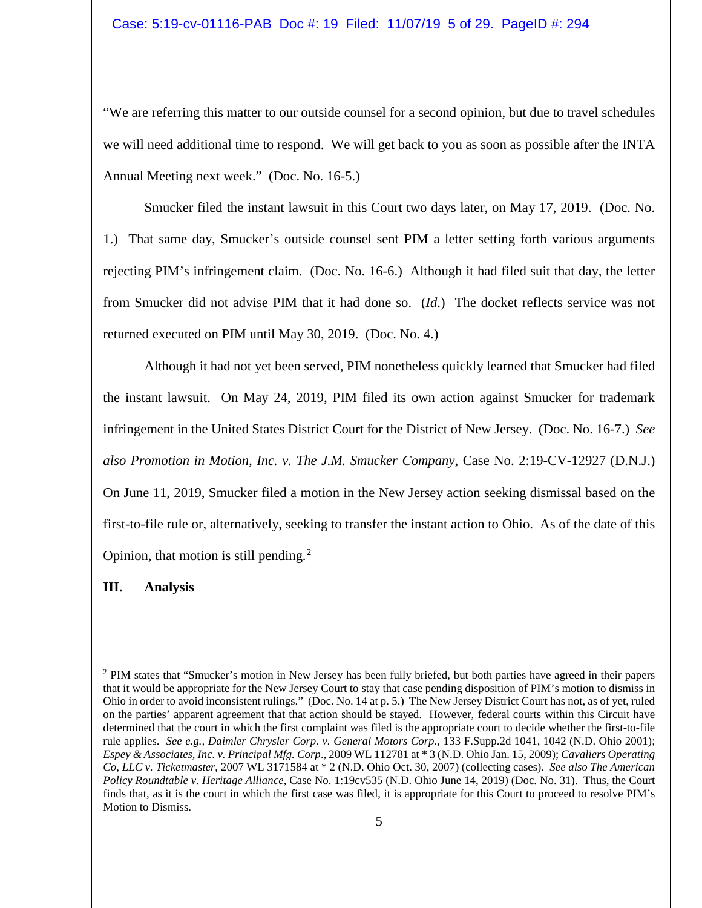"We are referring this matter to our outside counsel for a second opinion, but due to travel schedules we will need additional time to respond. We will get back to you as soon as possible after the INTA Annual Meeting next week." (Doc. No. 16-5.)

Smucker filed the instant lawsuit in this Court two days later, on May 17, 2019. (Doc. No. 1.) That same day, Smucker's outside counsel sent PIM a letter setting forth various arguments rejecting PIM's infringement claim. (Doc. No. 16-6.) Although it had filed suit that day, the letter from Smucker did not advise PIM that it had done so. (*Id.*) The docket reflects service was not returned executed on PIM until May 30, 2019. (Doc. No. 4.)

Although it had not yet been served, PIM nonetheless quickly learned that Smucker had filed the instant lawsuit. On May 24, 2019, PIM filed its own action against Smucker for trademark infringement in the United States District Court for the District of New Jersey. (Doc. No. 16-7.) *See also Promotion in Motion, Inc. v. The J.M. Smucker Company*, Case No. 2:19-CV-12927 (D.N.J.) On June 11, 2019, Smucker filed a motion in the New Jersey action seeking dismissal based on the first-to-file rule or, alternatively, seeking to transfer the instant action to Ohio. As of the date of this Opinion, that motion is still pending.[2]

## III. Analysis

---

[2] PIM states that "Smucker's motion in New Jersey has been fully briefed, but both parties have agreed in their papers that it would be appropriate for the New Jersey Court to stay that case pending disposition of PIM's motion to dismiss in Ohio in order to avoid inconsistent rulings." (Doc. No. 14 at p. 5.) The New Jersey District Court has not, as of yet, ruled on the parties' apparent agreement that that action should be stayed. However, federal courts within this Circuit have determined that the court in which the first complaint was filed is the appropriate court to decide whether the first-to-file rule applies. *See e.g., Daimler Chrysler Corp. v. General Motors Corp.*, 133 F.Supp.2d 1041, 1042 (N.D. Ohio 2001); *Espey & Associates, Inc. v. Principal Mfg. Corp*., 2009 WL 112781 at * 3 (N.D. Ohio Jan. 15, 2009); *Cavaliers Operating Co, LLC v. Ticketmaster*, 2007 WL 3171584 at * 2 (N.D. Ohio Oct. 30, 2007) (collecting cases). *See also The American Policy Roundtable v. Heritage Alliance*, Case No. 1:19cv535 (N.D. Ohio June 14, 2019) (Doc. No. 31). Thus, the Court finds that, as it is the court in which the first case was filed, it is appropriate for this Court to proceed to resolve PIM's Motion to Dismiss.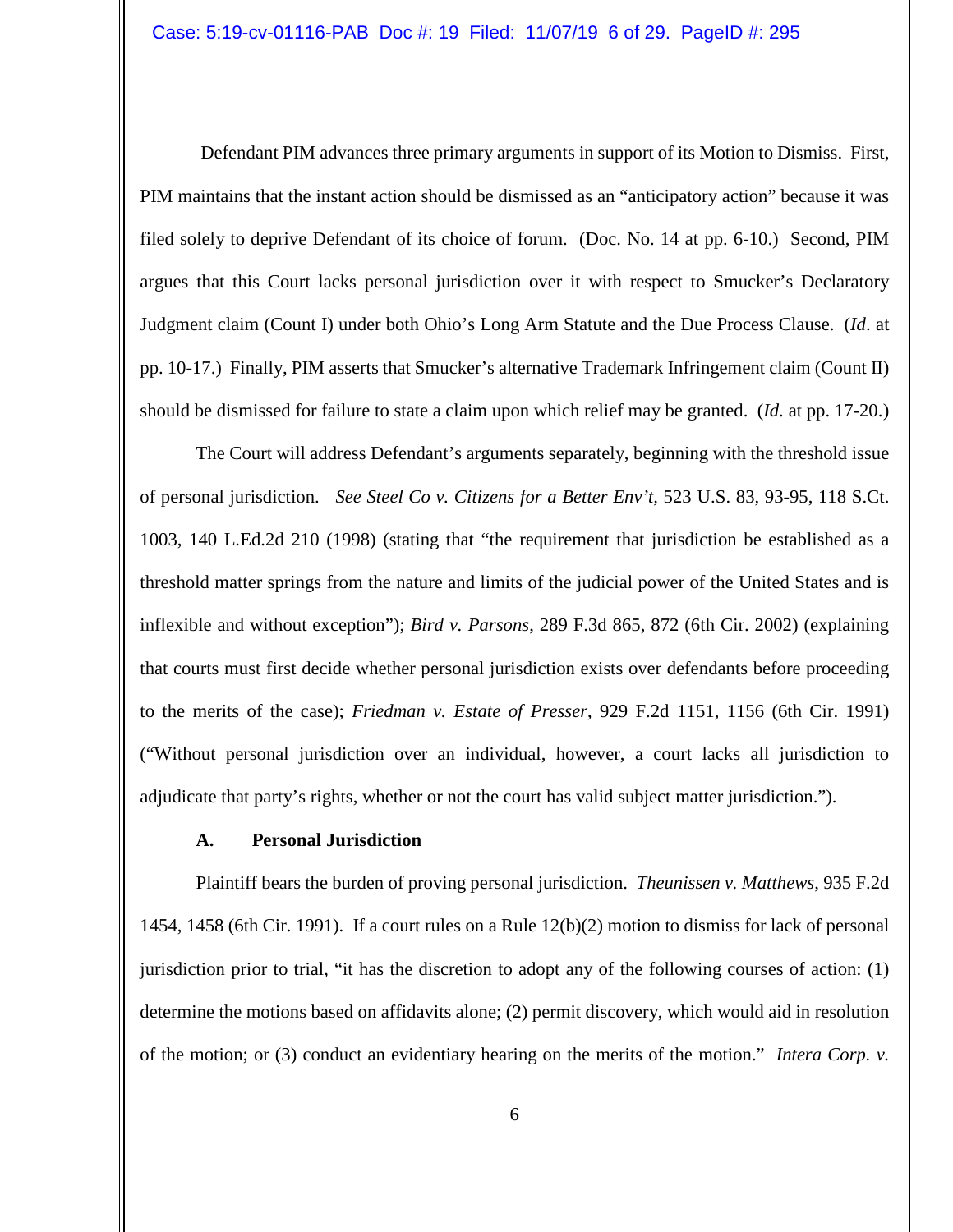Defendant PIM advances three primary arguments in support of its Motion to Dismiss. First, PIM maintains that the instant action should be dismissed as an "anticipatory action" because it was filed solely to deprive Defendant of its choice of forum. (Doc. No. 14 at pp. 6-10.) Second, PIM argues that this Court lacks personal jurisdiction over it with respect to Smucker's Declaratory Judgment claim (Count I) under both Ohio's Long Arm Statute and the Due Process Clause. (*Id*. at pp. 10-17.) Finally, PIM asserts that Smucker's alternative Trademark Infringement claim (Count II) should be dismissed for failure to state a claim upon which relief may be granted. (*Id*. at pp. 17-20.)

The Court will address Defendant's arguments separately, beginning with the threshold issue of personal jurisdiction. *See Steel Co v. Citizens for a Better Env't*, 523 U.S. 83, 93-95, 118 S.Ct. 1003, 140 L.Ed.2d 210 (1998) (stating that "the requirement that jurisdiction be established as a threshold matter springs from the nature and limits of the judicial power of the United States and is inflexible and without exception"); *Bird v. Parsons*, 289 F.3d 865, 872 (6th Cir. 2002) (explaining that courts must first decide whether personal jurisdiction exists over defendants before proceeding to the merits of the case); *Friedman v. Estate of Presser*, 929 F.2d 1151, 1156 (6th Cir. 1991) ("Without personal jurisdiction over an individual, however, a court lacks all jurisdiction to adjudicate that party's rights, whether or not the court has valid subject matter jurisdiction.").

### A. Personal Jurisdiction

Plaintiff bears the burden of proving personal jurisdiction. *Theunissen v. Matthews*, 935 F.2d 1454, 1458 (6th Cir. 1991). If a court rules on a Rule 12(b)(2) motion to dismiss for lack of personal jurisdiction prior to trial, "it has the discretion to adopt any of the following courses of action: (1) determine the motions based on affidavits alone; (2) permit discovery, which would aid in resolution of the motion; or (3) conduct an evidentiary hearing on the merits of the motion." *Intera Corp. v.*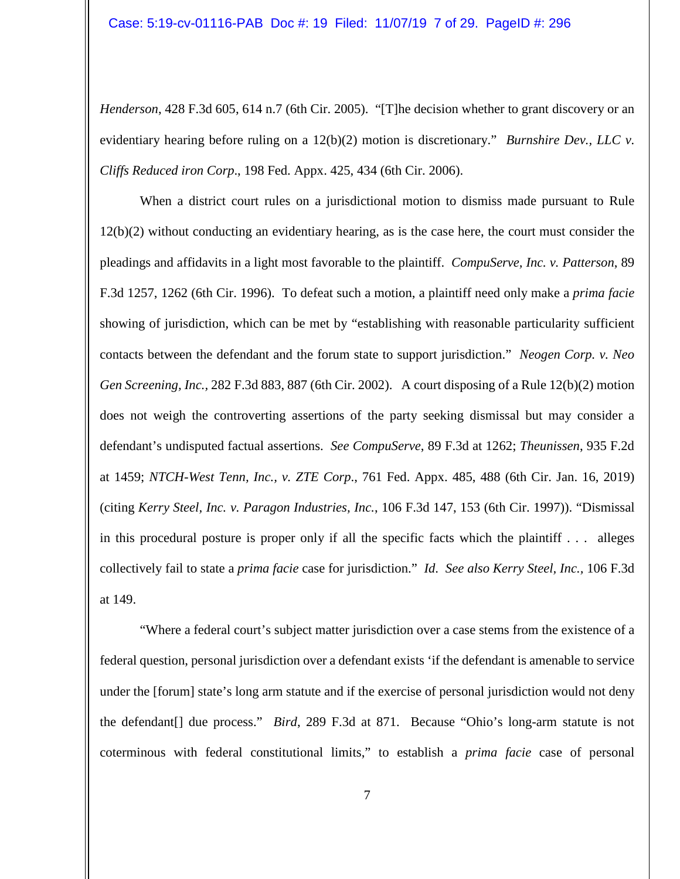*Henderson*, 428 F.3d 605, 614 n.7 (6th Cir. 2005). "[T]he decision whether to grant discovery or an evidentiary hearing before ruling on a 12(b)(2) motion is discretionary." *Burnshire Dev., LLC v. Cliffs Reduced iron Corp.*, 198 Fed. Appx. 425, 434 (6th Cir. 2006).

When a district court rules on a jurisdictional motion to dismiss made pursuant to Rule 12(b)(2) without conducting an evidentiary hearing, as is the case here, the court must consider the pleadings and affidavits in a light most favorable to the plaintiff. *CompuServe, Inc. v. Patterson*, 89 F.3d 1257, 1262 (6th Cir. 1996). To defeat such a motion, a plaintiff need only make a *prima facie* showing of jurisdiction, which can be met by "establishing with reasonable particularity sufficient contacts between the defendant and the forum state to support jurisdiction." *Neogen Corp. v. Neo Gen Screening, Inc.*, 282 F.3d 883, 887 (6th Cir. 2002). A court disposing of a Rule 12(b)(2) motion does not weigh the controverting assertions of the party seeking dismissal but may consider a defendant's undisputed factual assertions. *See CompuServe*, 89 F.3d at 1262; *Theunissen*, 935 F.2d at 1459; *NTCH-West Tenn, Inc., v. ZTE Corp.*, 761 Fed. Appx. 485, 488 (6th Cir. Jan. 16, 2019) (citing *Kerry Steel, Inc. v. Paragon Industries, Inc.*, 106 F.3d 147, 153 (6th Cir. 1997)). "Dismissal in this procedural posture is proper only if all the specific facts which the plaintiff . . . alleges collectively fail to state a *prima facie* case for jurisdiction." *Id. See also Kerry Steel, Inc.*, 106 F.3d at 149.

"Where a federal court's subject matter jurisdiction over a case stems from the existence of a federal question, personal jurisdiction over a defendant exists 'if the defendant is amenable to service under the [forum] state's long arm statute and if the exercise of personal jurisdiction would not deny the defendant[] due process." *Bird*, 289 F.3d at 871. Because "Ohio's long-arm statute is not coterminous with federal constitutional limits," to establish a *prima facie* case of personal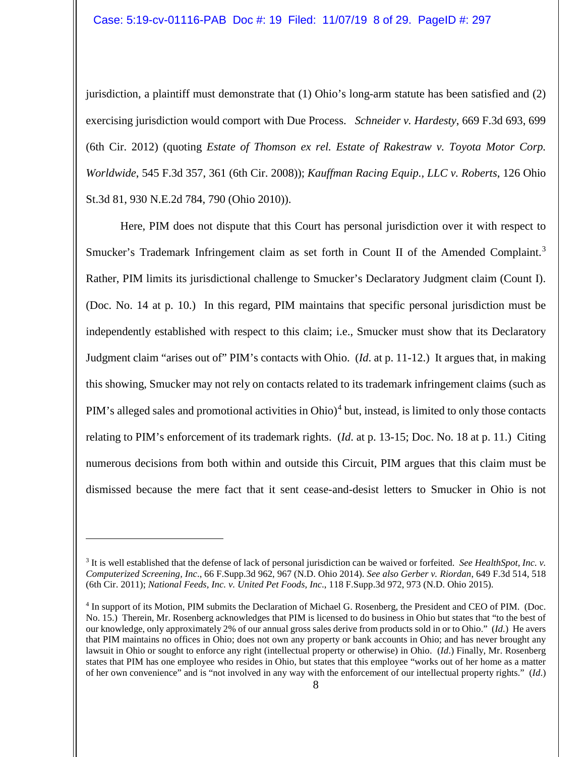jurisdiction, a plaintiff must demonstrate that (1) Ohio's long-arm statute has been satisfied and (2) exercising jurisdiction would comport with Due Process. *Schneider v. Hardesty*, 669 F.3d 693, 699 (6th Cir. 2012) (quoting *Estate of Thomson ex rel. Estate of Rakestraw v. Toyota Motor Corp. Worldwide*, 545 F.3d 357, 361 (6th Cir. 2008)); *Kauffman Racing Equip., LLC v. Roberts*, 126 Ohio St.3d 81, 930 N.E.2d 784, 790 (Ohio 2010)).

Here, PIM does not dispute that this Court has personal jurisdiction over it with respect to Smucker's Trademark Infringement claim as set forth in Count II of the Amended Complaint.[3] Rather, PIM limits its jurisdictional challenge to Smucker's Declaratory Judgment claim (Count I). (Doc. No. 14 at p. 10.) In this regard, PIM maintains that specific personal jurisdiction must be independently established with respect to this claim; i.e., Smucker must show that its Declaratory Judgment claim "arises out of" PIM's contacts with Ohio. (*Id*. at p. 11-12.) It argues that, in making this showing, Smucker may not rely on contacts related to its trademark infringement claims (such as PIM's alleged sales and promotional activities in Ohio)[4] but, instead, is limited to only those contacts relating to PIM's enforcement of its trademark rights. (*Id*. at p. 13-15; Doc. No. 18 at p. 11.) Citing numerous decisions from both within and outside this Circuit, PIM argues that this claim must be dismissed because the mere fact that it sent cease-and-desist letters to Smucker in Ohio is not

---

[3] It is well established that the defense of lack of personal jurisdiction can be waived or forfeited. *See HealthSpot, Inc. v. Computerized Screening, Inc*., 66 F.Supp.3d 962, 967 (N.D. Ohio 2014). *See also Gerber v. Riordan*, 649 F.3d 514, 518 (6th Cir. 2011); *National Feeds, Inc. v. United Pet Foods, Inc*., 118 F.Supp.3d 972, 973 (N.D. Ohio 2015).

[4] In support of its Motion, PIM submits the Declaration of Michael G. Rosenberg, the President and CEO of PIM. (Doc. No. 15.) Therein, Mr. Rosenberg acknowledges that PIM is licensed to do business in Ohio but states that "to the best of our knowledge, only approximately 2% of our annual gross sales derive from products sold in or to Ohio." (*Id.*) He avers that PIM maintains no offices in Ohio; does not own any property or bank accounts in Ohio; and has never brought any lawsuit in Ohio or sought to enforce any right (intellectual property or otherwise) in Ohio. (*Id.*) Finally, Mr. Rosenberg states that PIM has one employee who resides in Ohio, but states that this employee "works out of her home as a matter of her own convenience" and is "not involved in any way with the enforcement of our intellectual property rights." (*Id*.)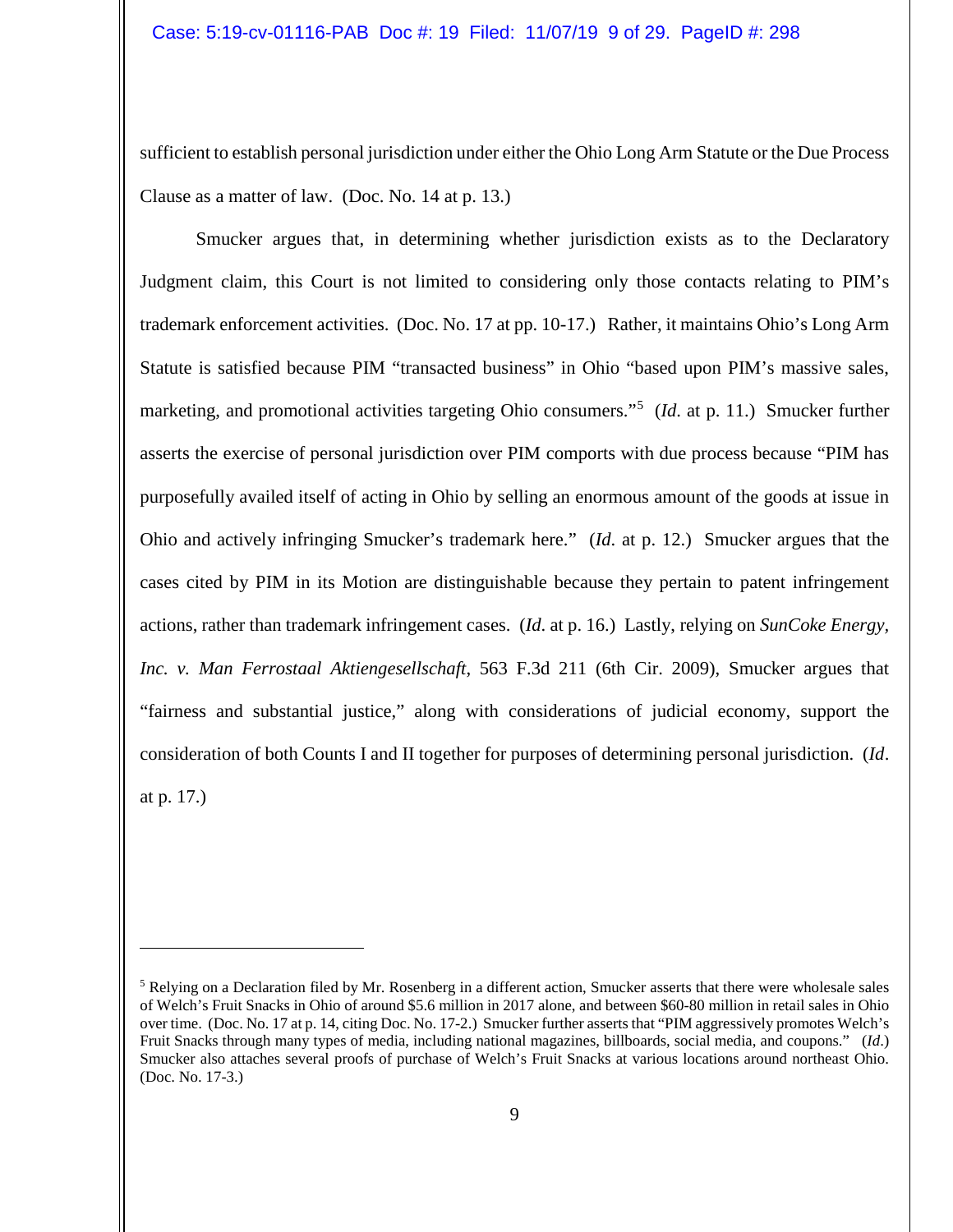sufficient to establish personal jurisdiction under either the Ohio Long Arm Statute or the Due Process Clause as a matter of law. (Doc. No. 14 at p. 13.)

Smucker argues that, in determining whether jurisdiction exists as to the Declaratory Judgment claim, this Court is not limited to considering only those contacts relating to PIM's trademark enforcement activities. (Doc. No. 17 at pp. 10-17.) Rather, it maintains Ohio's Long Arm Statute is satisfied because PIM "transacted business" in Ohio "based upon PIM's massive sales, marketing, and promotional activities targeting Ohio consumers."[5] (*Id.* at p. 11.) Smucker further asserts the exercise of personal jurisdiction over PIM comports with due process because "PIM has purposefully availed itself of acting in Ohio by selling an enormous amount of the goods at issue in Ohio and actively infringing Smucker's trademark here." (*Id.* at p. 12.) Smucker argues that the cases cited by PIM in its Motion are distinguishable because they pertain to patent infringement actions, rather than trademark infringement cases. (*Id.* at p. 16.) Lastly, relying on *SunCoke Energy, Inc. v. Man Ferrostaal Aktiengesellschaft*, 563 F.3d 211 (6th Cir. 2009), Smucker argues that "fairness and substantial justice," along with considerations of judicial economy, support the consideration of both Counts I and II together for purposes of determining personal jurisdiction. (*Id*. at p. 17.)

[5] Relying on a Declaration filed by Mr. Rosenberg in a different action, Smucker asserts that there were wholesale sales of Welch's Fruit Snacks in Ohio of around $5.6 million in 2017 alone, and between $60-80 million in retail sales in Ohio over time. (Doc. No. 17 at p. 14, citing Doc. No. 17-2.) Smucker further asserts that "PIM aggressively promotes Welch's Fruit Snacks through many types of media, including national magazines, billboards, social media, and coupons." (*Id*.) Smucker also attaches several proofs of purchase of Welch's Fruit Snacks at various locations around northeast Ohio. (Doc. No. 17-3.)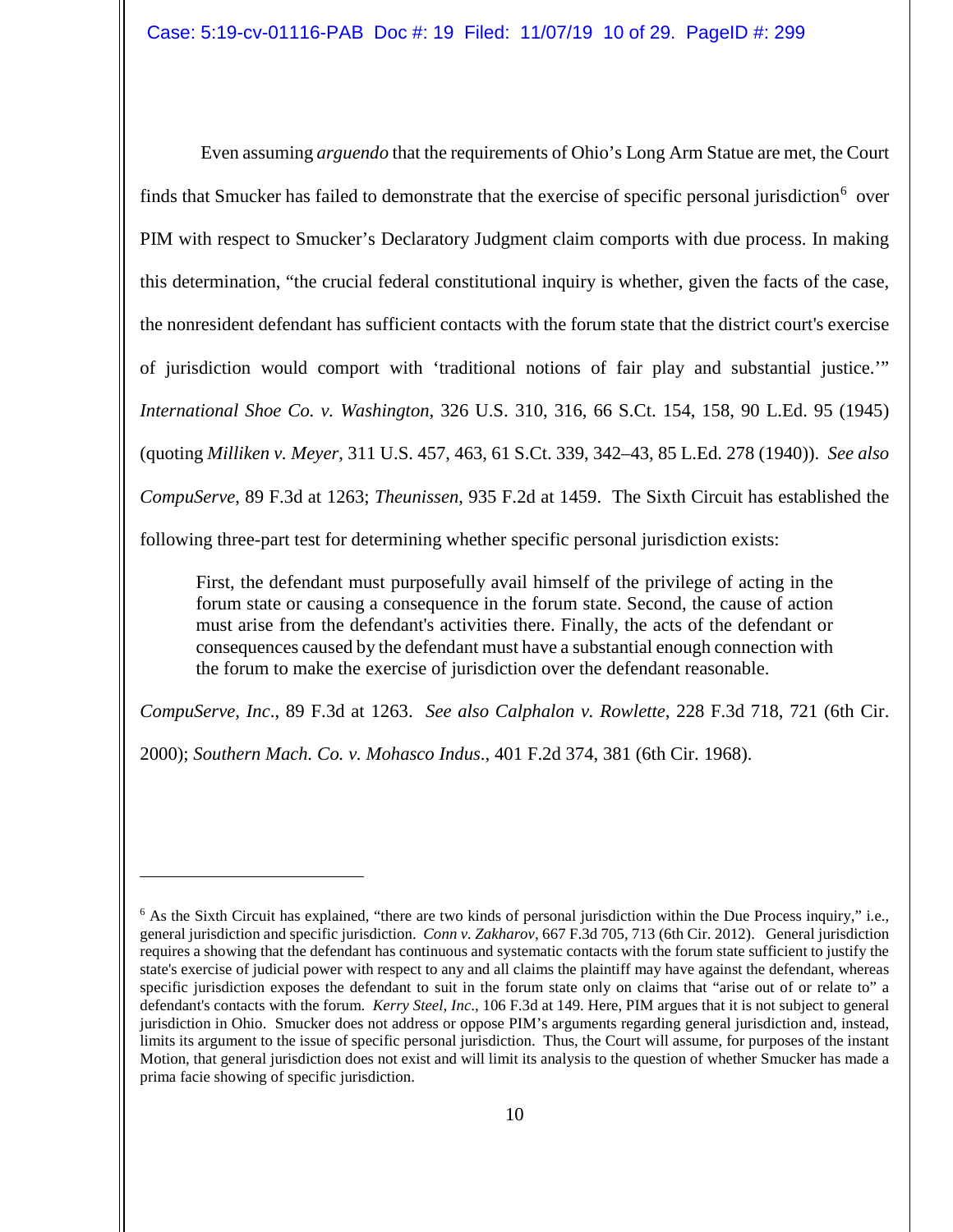Even assuming *arguendo* that the requirements of Ohio's Long Arm Statue are met, the Court finds that Smucker has failed to demonstrate that the exercise of specific personal jurisdiction[6] over PIM with respect to Smucker's Declaratory Judgment claim comports with due process. In making this determination, "the crucial federal constitutional inquiry is whether, given the facts of the case, the nonresident defendant has sufficient contacts with the forum state that the district court's exercise of jurisdiction would comport with 'traditional notions of fair play and substantial justice.'" *International Shoe Co. v. Washington*, 326 U.S. 310, 316, 66 S.Ct. 154, 158, 90 L.Ed. 95 (1945) (quoting *Milliken v. Meyer*, 311 U.S. 457, 463, 61 S.Ct. 339, 342–43, 85 L.Ed. 278 (1940)). *See also CompuServe*, 89 F.3d at 1263; *Theunissen*, 935 F.2d at 1459. The Sixth Circuit has established the following three-part test for determining whether specific personal jurisdiction exists:

> First, the defendant must purposefully avail himself of the privilege of acting in the forum state or causing a consequence in the forum state. Second, the cause of action must arise from the defendant's activities there. Finally, the acts of the defendant or consequences caused by the defendant must have a substantial enough connection with the forum to make the exercise of jurisdiction over the defendant reasonable.

*CompuServe, Inc*., 89 F.3d at 1263. *See also Calphalon v. Rowlette*, 228 F.3d 718, 721 (6th Cir. 2000); *Southern Mach. Co. v. Mohasco Indus*., 401 F.2d 374, 381 (6th Cir. 1968).

---

[6] As the Sixth Circuit has explained, "there are two kinds of personal jurisdiction within the Due Process inquiry," i.e., general jurisdiction and specific jurisdiction. *Conn v. Zakharov*, 667 F.3d 705, 713 (6th Cir. 2012). General jurisdiction requires a showing that the defendant has continuous and systematic contacts with the forum state sufficient to justify the state's exercise of judicial power with respect to any and all claims the plaintiff may have against the defendant, whereas specific jurisdiction exposes the defendant to suit in the forum state only on claims that "arise out of or relate to" a defendant's contacts with the forum. *Kerry Steel, Inc*., 106 F.3d at 149. Here, PIM argues that it is not subject to general jurisdiction in Ohio. Smucker does not address or oppose PIM's arguments regarding general jurisdiction and, instead, limits its argument to the issue of specific personal jurisdiction. Thus, the Court will assume, for purposes of the instant Motion, that general jurisdiction does not exist and will limit its analysis to the question of whether Smucker has made a prima facie showing of specific jurisdiction.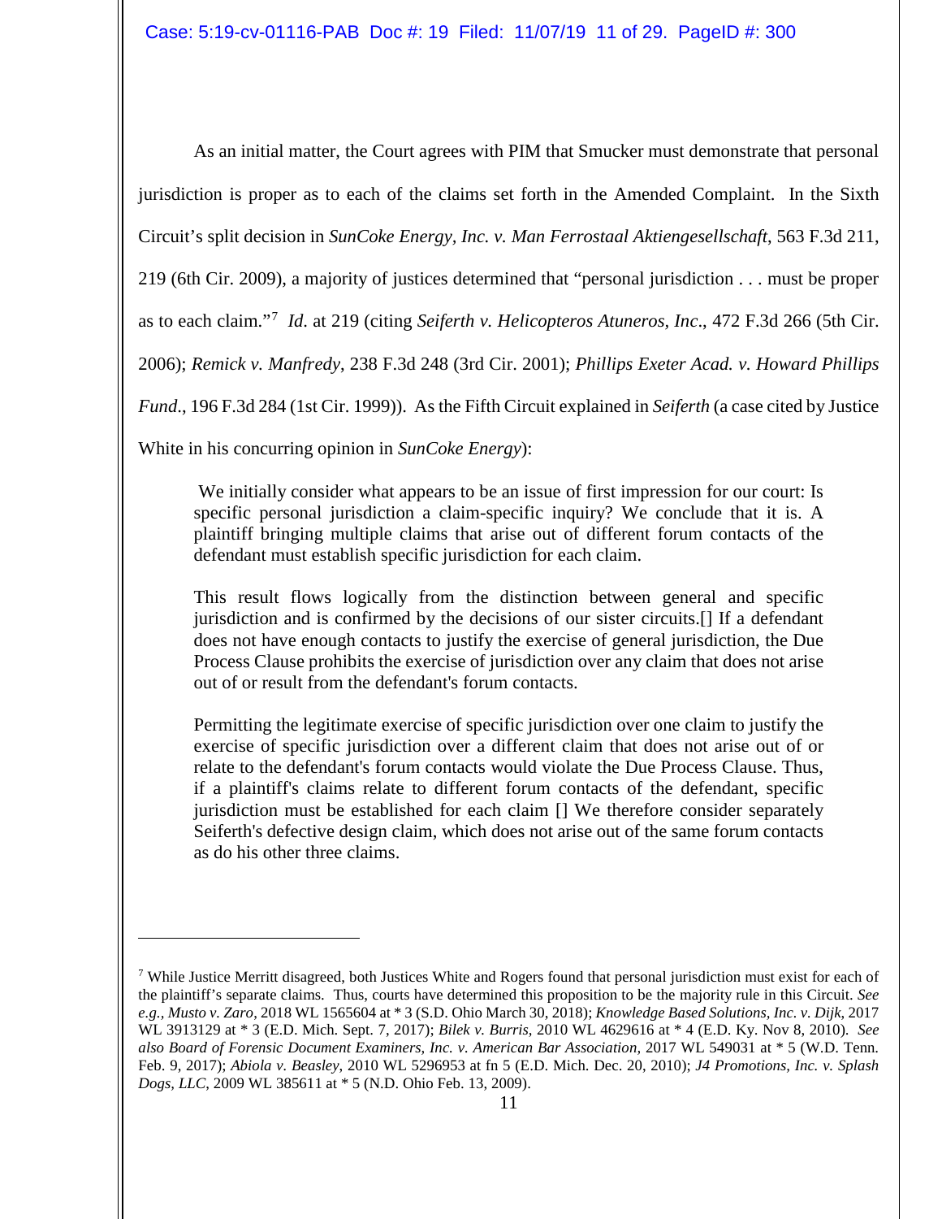As an initial matter, the Court agrees with PIM that Smucker must demonstrate that personal jurisdiction is proper as to each of the claims set forth in the Amended Complaint. In the Sixth Circuit's split decision in *SunCoke Energy, Inc. v. Man Ferrostaal Aktiengesellschaft*, 563 F.3d 211, 219 (6th Cir. 2009), a majority of justices determined that "personal jurisdiction . . . must be proper as to each claim."[7] *Id*. at 219 (citing *Seiferth v. Helicopteros Atuneros, Inc*., 472 F.3d 266 (5th Cir. 2006); *Remick v. Manfredy*, 238 F.3d 248 (3rd Cir. 2001); *Phillips Exeter Acad. v. Howard Phillips Fund*., 196 F.3d 284 (1st Cir. 1999)). As the Fifth Circuit explained in *Seiferth* (a case cited by Justice White in his concurring opinion in *SunCoke Energy*):

> We initially consider what appears to be an issue of first impression for our court: Is specific personal jurisdiction a claim-specific inquiry? We conclude that it is. A plaintiff bringing multiple claims that arise out of different forum contacts of the defendant must establish specific jurisdiction for each claim.
>
> This result flows logically from the distinction between general and specific jurisdiction and is confirmed by the decisions of our sister circuits.[] If a defendant does not have enough contacts to justify the exercise of general jurisdiction, the Due Process Clause prohibits the exercise of jurisdiction over any claim that does not arise out of or result from the defendant's forum contacts.
>
> Permitting the legitimate exercise of specific jurisdiction over one claim to justify the exercise of specific jurisdiction over a different claim that does not arise out of or relate to the defendant's forum contacts would violate the Due Process Clause. Thus, if a plaintiff's claims relate to different forum contacts of the defendant, specific jurisdiction must be established for each claim [] We therefore consider separately Seiferth's defective design claim, which does not arise out of the same forum contacts as do his other three claims.

---

[7] While Justice Merritt disagreed, both Justices White and Rogers found that personal jurisdiction must exist for each of the plaintiff's separate claims. Thus, courts have determined this proposition to be the majority rule in this Circuit. *See e.g., Musto v. Zaro*, 2018 WL 1565604 at * 3 (S.D. Ohio March 30, 2018); *Knowledge Based Solutions, Inc. v. Dijk*, 2017 WL 3913129 at * 3 (E.D. Mich. Sept. 7, 2017); *Bilek v. Burris*, 2010 WL 4629616 at * 4 (E.D. Ky. Nov 8, 2010). *See also Board of Forensic Document Examiners, Inc. v. American Bar Association,* 2017 WL 549031 at * 5 (W.D. Tenn. Feb. 9, 2017); *Abiola v. Beasley*, 2010 WL 5296953 at fn 5 (E.D. Mich. Dec. 20, 2010); *J4 Promotions, Inc. v. Splash Dogs, LLC*, 2009 WL 385611 at * 5 (N.D. Ohio Feb. 13, 2009).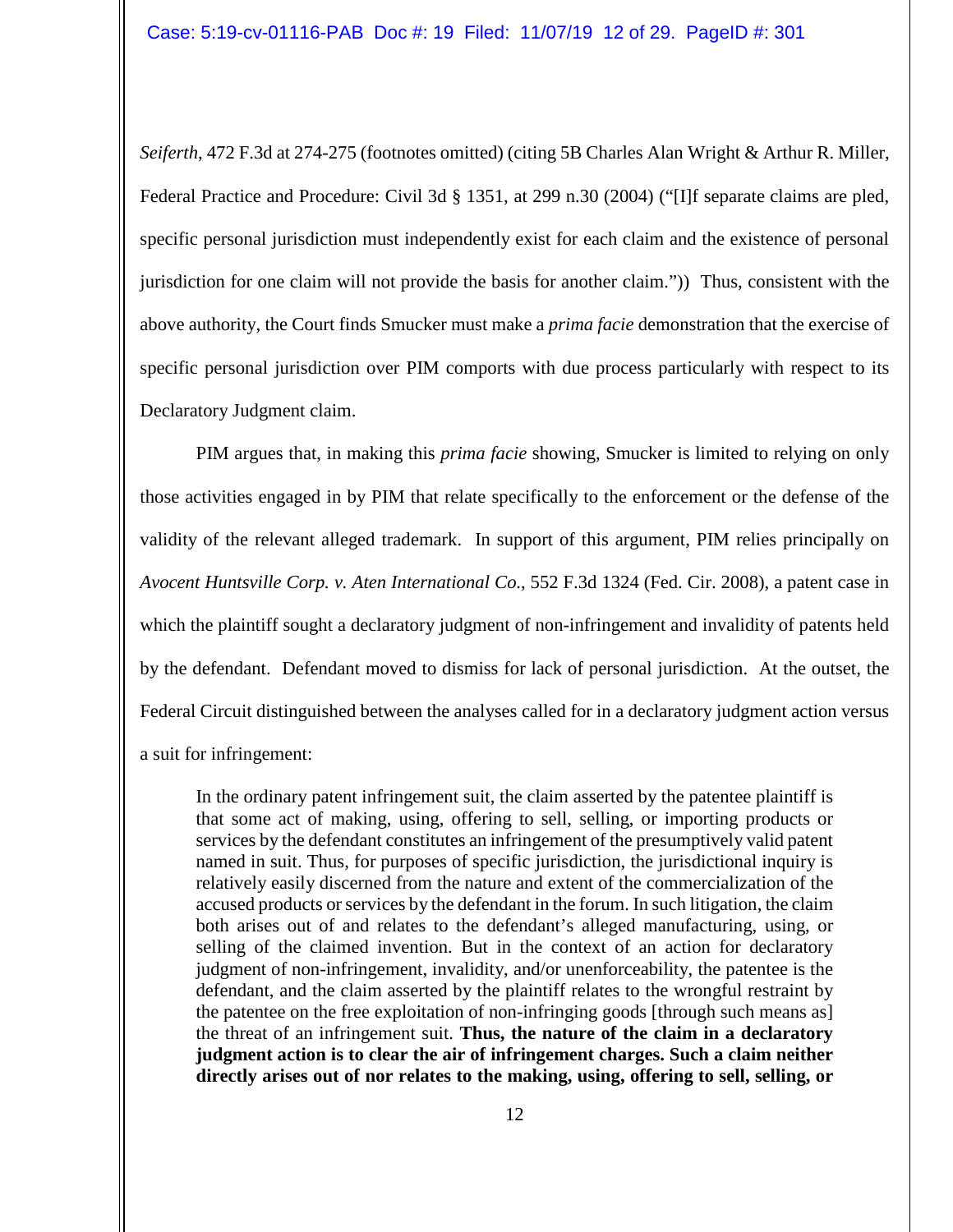*Seiferth*, 472 F.3d at 274-275 (footnotes omitted) (citing 5B Charles Alan Wright & Arthur R. Miller, Federal Practice and Procedure: Civil 3d § 1351, at 299 n.30 (2004) ("[I]f separate claims are pled, specific personal jurisdiction must independently exist for each claim and the existence of personal jurisdiction for one claim will not provide the basis for another claim.")) Thus, consistent with the above authority, the Court finds Smucker must make a *prima facie* demonstration that the exercise of specific personal jurisdiction over PIM comports with due process particularly with respect to its Declaratory Judgment claim.

PIM argues that, in making this *prima facie* showing, Smucker is limited to relying on only those activities engaged in by PIM that relate specifically to the enforcement or the defense of the validity of the relevant alleged trademark. In support of this argument, PIM relies principally on *Avocent Huntsville Corp. v. Aten International Co.*, 552 F.3d 1324 (Fed. Cir. 2008), a patent case in which the plaintiff sought a declaratory judgment of non-infringement and invalidity of patents held by the defendant. Defendant moved to dismiss for lack of personal jurisdiction. At the outset, the Federal Circuit distinguished between the analyses called for in a declaratory judgment action versus a suit for infringement:

> In the ordinary patent infringement suit, the claim asserted by the patentee plaintiff is that some act of making, using, offering to sell, selling, or importing products or services by the defendant constitutes an infringement of the presumptively valid patent named in suit. Thus, for purposes of specific jurisdiction, the jurisdictional inquiry is relatively easily discerned from the nature and extent of the commercialization of the accused products or services by the defendant in the forum. In such litigation, the claim both arises out of and relates to the defendant's alleged manufacturing, using, or selling of the claimed invention. But in the context of an action for declaratory judgment of non-infringement, invalidity, and/or unenforceability, the patentee is the defendant, and the claim asserted by the plaintiff relates to the wrongful restraint by the patentee on the free exploitation of non-infringing goods [through such means as] the threat of an infringement suit. **Thus, the nature of the claim in a declaratory judgment action is to clear the air of infringement charges. Such a claim neither directly arises out of nor relates to the making, using, offering to sell, selling, or**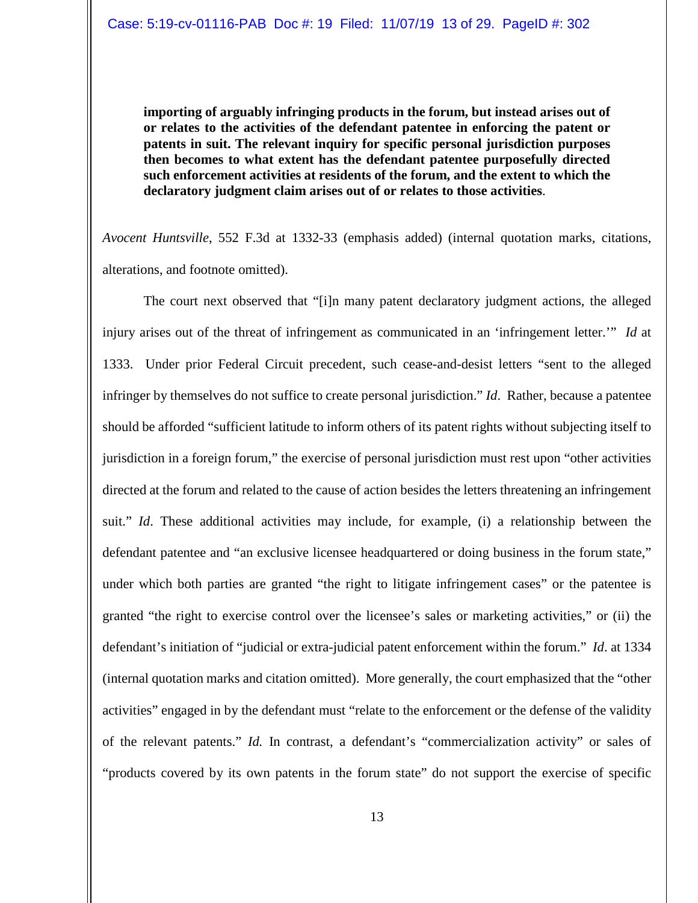> **importing of arguably infringing products in the forum, but instead arises out of or relates to the activities of the defendant patentee in enforcing the patent or patents in suit. The relevant inquiry for specific personal jurisdiction purposes then becomes to what extent has the defendant patentee purposefully directed such enforcement activities at residents of the forum, and the extent to which the declaratory judgment claim arises out of or relates to those activities**.

*Avocent Huntsville*, 552 F.3d at 1332-33 (emphasis added) (internal quotation marks, citations, alterations, and footnote omitted).

The court next observed that "[i]n many patent declaratory judgment actions, the alleged injury arises out of the threat of infringement as communicated in an 'infringement letter.'" *Id* at 1333. Under prior Federal Circuit precedent, such cease-and-desist letters "sent to the alleged infringer by themselves do not suffice to create personal jurisdiction." *Id*. Rather, because a patentee should be afforded "sufficient latitude to inform others of its patent rights without subjecting itself to jurisdiction in a foreign forum," the exercise of personal jurisdiction must rest upon "other activities directed at the forum and related to the cause of action besides the letters threatening an infringement suit." *Id*. These additional activities may include, for example, (i) a relationship between the defendant patentee and "an exclusive licensee headquartered or doing business in the forum state," under which both parties are granted "the right to litigate infringement cases" or the patentee is granted "the right to exercise control over the licensee's sales or marketing activities," or (ii) the defendant's initiation of "judicial or extra-judicial patent enforcement within the forum." *Id*. at 1334 (internal quotation marks and citation omitted). More generally, the court emphasized that the "other activities" engaged in by the defendant must "relate to the enforcement or the defense of the validity of the relevant patents." *Id.* In contrast, a defendant's "commercialization activity" or sales of "products covered by its own patents in the forum state" do not support the exercise of specific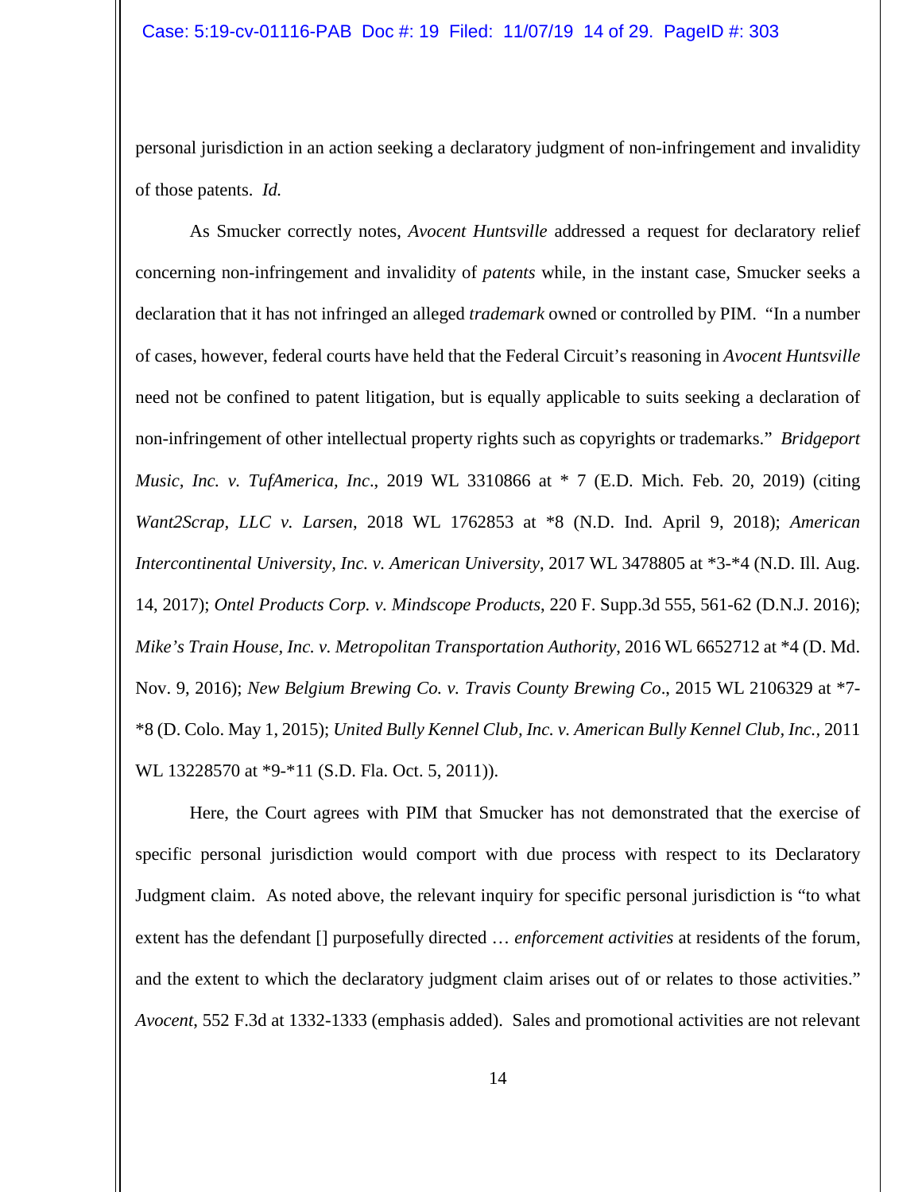personal jurisdiction in an action seeking a declaratory judgment of non-infringement and invalidity of those patents. *Id.*

As Smucker correctly notes, *Avocent Huntsville* addressed a request for declaratory relief concerning non-infringement and invalidity of *patents* while, in the instant case, Smucker seeks a declaration that it has not infringed an alleged *trademark* owned or controlled by PIM. "In a number of cases, however, federal courts have held that the Federal Circuit's reasoning in *Avocent Huntsville* need not be confined to patent litigation, but is equally applicable to suits seeking a declaration of non-infringement of other intellectual property rights such as copyrights or trademarks." *Bridgeport Music, Inc. v. TufAmerica, Inc*., 2019 WL 3310866 at * 7 (E.D. Mich. Feb. 20, 2019) (citing *Want2Scrap, LLC v. Larsen*, 2018 WL 1762853 at *8 (N.D. Ind. April 9, 2018); *American Intercontinental University, Inc. v. American University*, 2017 WL 3478805 at *3-*4 (N.D. Ill. Aug. 14, 2017); *Ontel Products Corp. v. Mindscope Products*, 220 F. Supp.3d 555, 561-62 (D.N.J. 2016); *Mike's Train House, Inc. v. Metropolitan Transportation Authority*, 2016 WL 6652712 at *4 (D. Md. Nov. 9, 2016); *New Belgium Brewing Co. v. Travis County Brewing Co*., 2015 WL 2106329 at *7-*8 (D. Colo. May 1, 2015); *United Bully Kennel Club, Inc. v. American Bully Kennel Club, Inc.*, 2011 WL 13228570 at *9-*11 (S.D. Fla. Oct. 5, 2011)).

Here, the Court agrees with PIM that Smucker has not demonstrated that the exercise of specific personal jurisdiction would comport with due process with respect to its Declaratory Judgment claim. As noted above, the relevant inquiry for specific personal jurisdiction is "to what extent has the defendant [] purposefully directed … *enforcement activities* at residents of the forum, and the extent to which the declaratory judgment claim arises out of or relates to those activities." *Avocent*, 552 F.3d at 1332-1333 (emphasis added). Sales and promotional activities are not relevant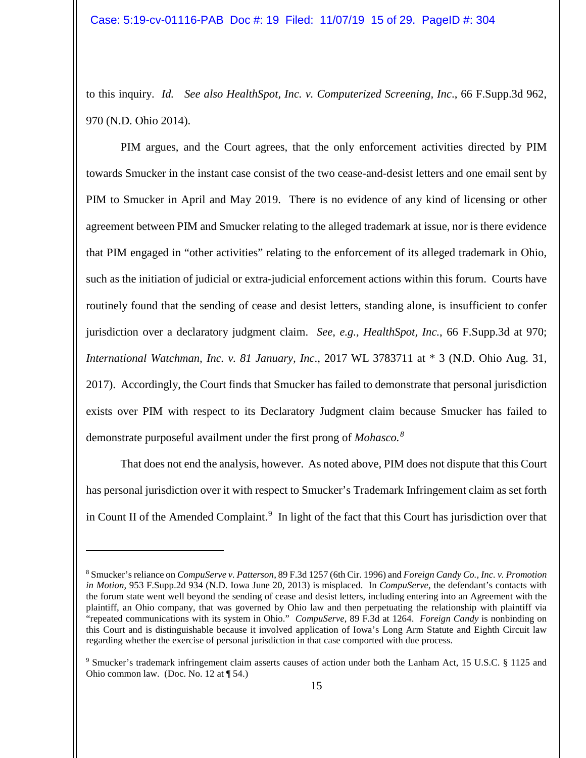to this inquiry. *Id.* *See also HealthSpot, Inc. v. Computerized Screening, Inc*., 66 F.Supp.3d 962, 970 (N.D. Ohio 2014).

PIM argues, and the Court agrees, that the only enforcement activities directed by PIM towards Smucker in the instant case consist of the two cease-and-desist letters and one email sent by PIM to Smucker in April and May 2019. There is no evidence of any kind of licensing or other agreement between PIM and Smucker relating to the alleged trademark at issue, nor is there evidence that PIM engaged in "other activities" relating to the enforcement of its alleged trademark in Ohio, such as the initiation of judicial or extra-judicial enforcement actions within this forum. Courts have routinely found that the sending of cease and desist letters, standing alone, is insufficient to confer jurisdiction over a declaratory judgment claim. *See, e.g., HealthSpot, Inc*., 66 F.Supp.3d at 970; *International Watchman, Inc. v. 81 January, Inc*., 2017 WL 3783711 at * 3 (N.D. Ohio Aug. 31, 2017). Accordingly, the Court finds that Smucker has failed to demonstrate that personal jurisdiction exists over PIM with respect to its Declaratory Judgment claim because Smucker has failed to demonstrate purposeful availment under the first prong of *Mohasco.*[8]

That does not end the analysis, however. As noted above, PIM does not dispute that this Court has personal jurisdiction over it with respect to Smucker's Trademark Infringement claim as set forth in Count II of the Amended Complaint.[9] In light of the fact that this Court has jurisdiction over that

---

[8] Smucker's reliance on *CompuServe v. Patterson*, 89 F.3d 1257 (6th Cir. 1996) and *Foreign Candy Co., Inc. v. Promotion in Motion*, 953 F.Supp.2d 934 (N.D. Iowa June 20, 2013) is misplaced. In *CompuServe*, the defendant's contacts with the forum state went well beyond the sending of cease and desist letters, including entering into an Agreement with the plaintiff, an Ohio company, that was governed by Ohio law and then perpetuating the relationship with plaintiff via "repeated communications with its system in Ohio." *CompuServe*, 89 F.3d at 1264. *Foreign Candy* is nonbinding on this Court and is distinguishable because it involved application of Iowa's Long Arm Statute and Eighth Circuit law regarding whether the exercise of personal jurisdiction in that case comported with due process.

[9] Smucker's trademark infringement claim asserts causes of action under both the Lanham Act, 15 U.S.C. § 1125 and Ohio common law. (Doc. No. 12 at ¶ 54.)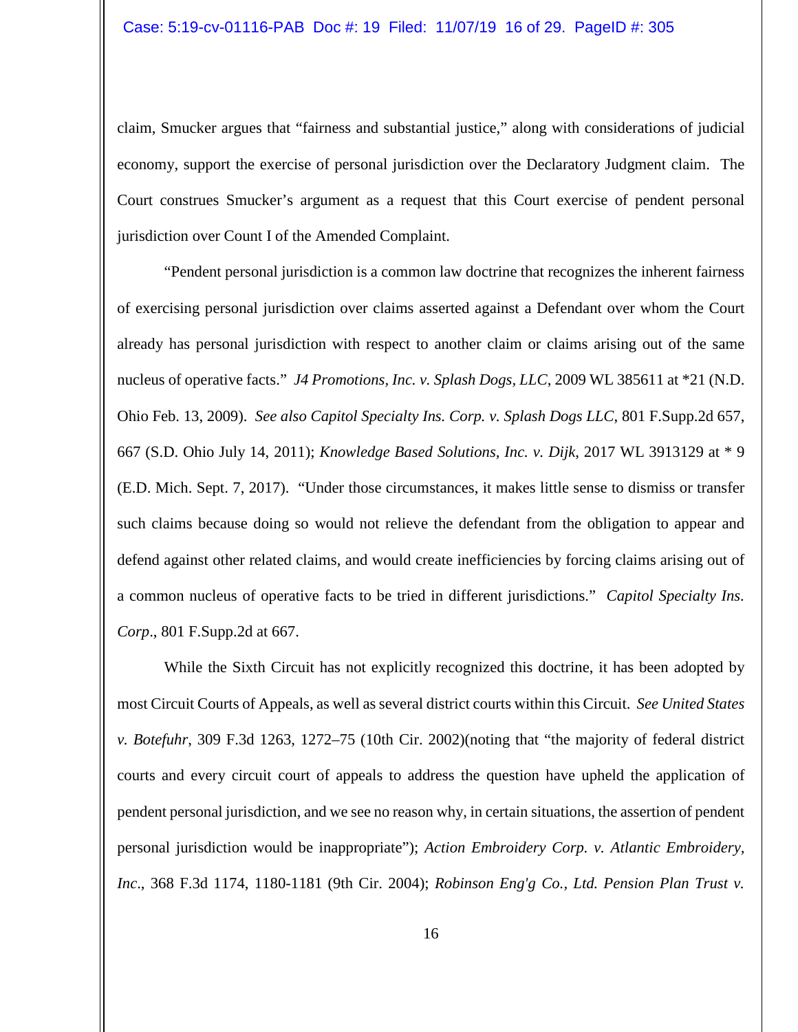claim, Smucker argues that "fairness and substantial justice," along with considerations of judicial economy, support the exercise of personal jurisdiction over the Declaratory Judgment claim. The Court construes Smucker's argument as a request that this Court exercise of pendent personal jurisdiction over Count I of the Amended Complaint.

"Pendent personal jurisdiction is a common law doctrine that recognizes the inherent fairness of exercising personal jurisdiction over claims asserted against a Defendant over whom the Court already has personal jurisdiction with respect to another claim or claims arising out of the same nucleus of operative facts." *J4 Promotions, Inc. v. Splash Dogs, LLC*, 2009 WL 385611 at *21 (N.D. Ohio Feb. 13, 2009). *See also Capitol Specialty Ins. Corp. v. Splash Dogs LLC*, 801 F.Supp.2d 657, 667 (S.D. Ohio July 14, 2011); *Knowledge Based Solutions, Inc. v. Dijk*, 2017 WL 3913129 at * 9 (E.D. Mich. Sept. 7, 2017). "Under those circumstances, it makes little sense to dismiss or transfer such claims because doing so would not relieve the defendant from the obligation to appear and defend against other related claims, and would create inefficiencies by forcing claims arising out of a common nucleus of operative facts to be tried in different jurisdictions." *Capitol Specialty Ins. Corp*., 801 F.Supp.2d at 667.

While the Sixth Circuit has not explicitly recognized this doctrine, it has been adopted by most Circuit Courts of Appeals, as well as several district courts within this Circuit. *See United States v. Botefuhr*, 309 F.3d 1263, 1272–75 (10th Cir. 2002)(noting that "the majority of federal district courts and every circuit court of appeals to address the question have upheld the application of pendent personal jurisdiction, and we see no reason why, in certain situations, the assertion of pendent personal jurisdiction would be inappropriate"); *Action Embroidery Corp. v. Atlantic Embroidery, Inc*., 368 F.3d 1174, 1180-1181 (9th Cir. 2004); *Robinson Eng'g Co., Ltd. Pension Plan Trust v.*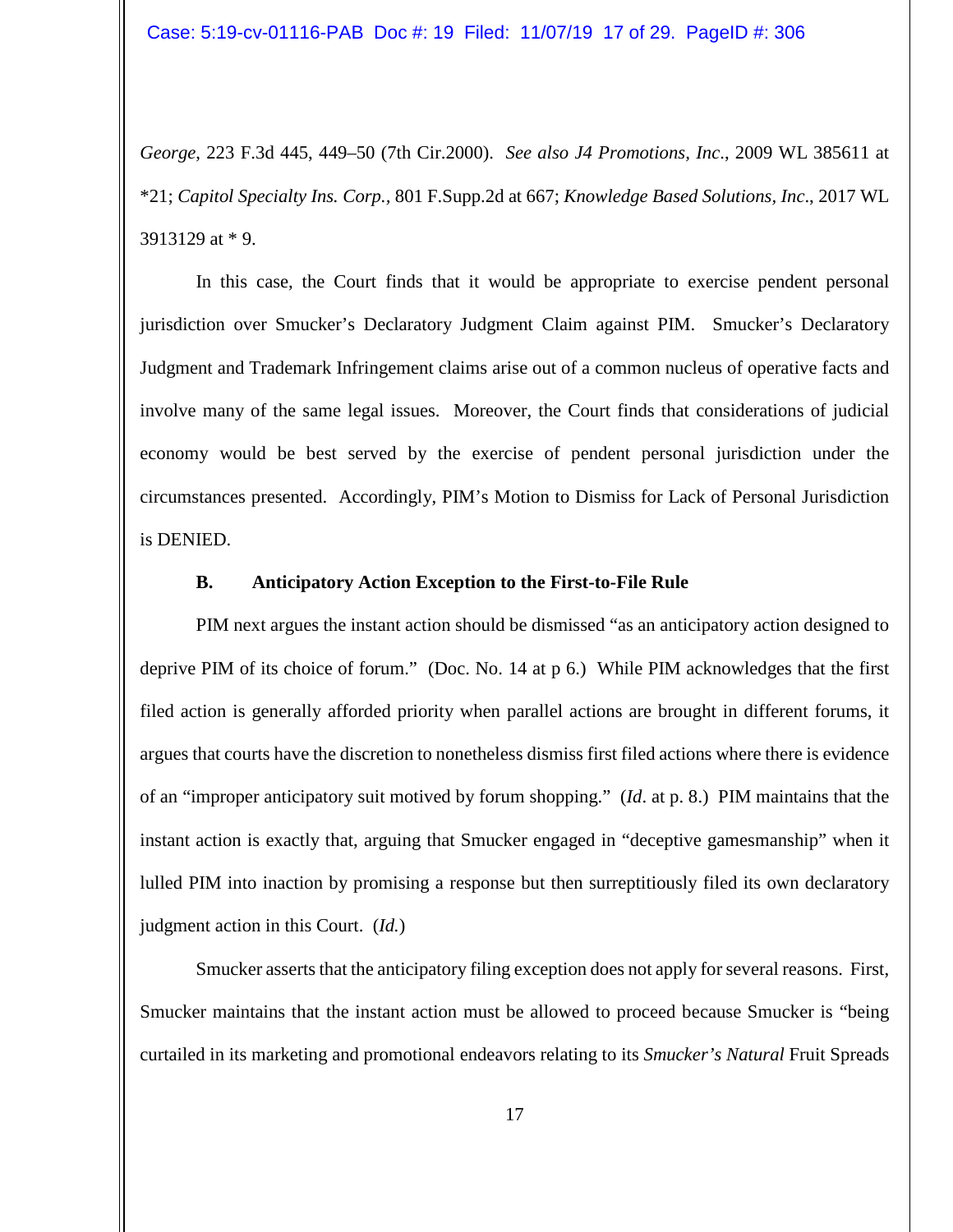*George*, 223 F.3d 445, 449–50 (7th Cir.2000). *See also J4 Promotions, Inc*., 2009 WL 385611 at *21; *Capitol Specialty Ins. Corp.*, 801 F.Supp.2d at 667; *Knowledge Based Solutions, Inc*., 2017 WL 3913129 at * 9.

In this case, the Court finds that it would be appropriate to exercise pendent personal jurisdiction over Smucker's Declaratory Judgment Claim against PIM. Smucker's Declaratory Judgment and Trademark Infringement claims arise out of a common nucleus of operative facts and involve many of the same legal issues. Moreover, the Court finds that considerations of judicial economy would be best served by the exercise of pendent personal jurisdiction under the circumstances presented. Accordingly, PIM's Motion to Dismiss for Lack of Personal Jurisdiction is DENIED.

### B. Anticipatory Action Exception to the First-to-File Rule

PIM next argues the instant action should be dismissed "as an anticipatory action designed to deprive PIM of its choice of forum." (Doc. No. 14 at p 6.) While PIM acknowledges that the first filed action is generally afforded priority when parallel actions are brought in different forums, it argues that courts have the discretion to nonetheless dismiss first filed actions where there is evidence of an "improper anticipatory suit motived by forum shopping." (*Id*. at p. 8.) PIM maintains that the instant action is exactly that, arguing that Smucker engaged in "deceptive gamesmanship" when it lulled PIM into inaction by promising a response but then surreptitiously filed its own declaratory judgment action in this Court. (*Id.*)

Smucker asserts that the anticipatory filing exception does not apply for several reasons. First, Smucker maintains that the instant action must be allowed to proceed because Smucker is "being curtailed in its marketing and promotional endeavors relating to its *Smucker's Natural* Fruit Spreads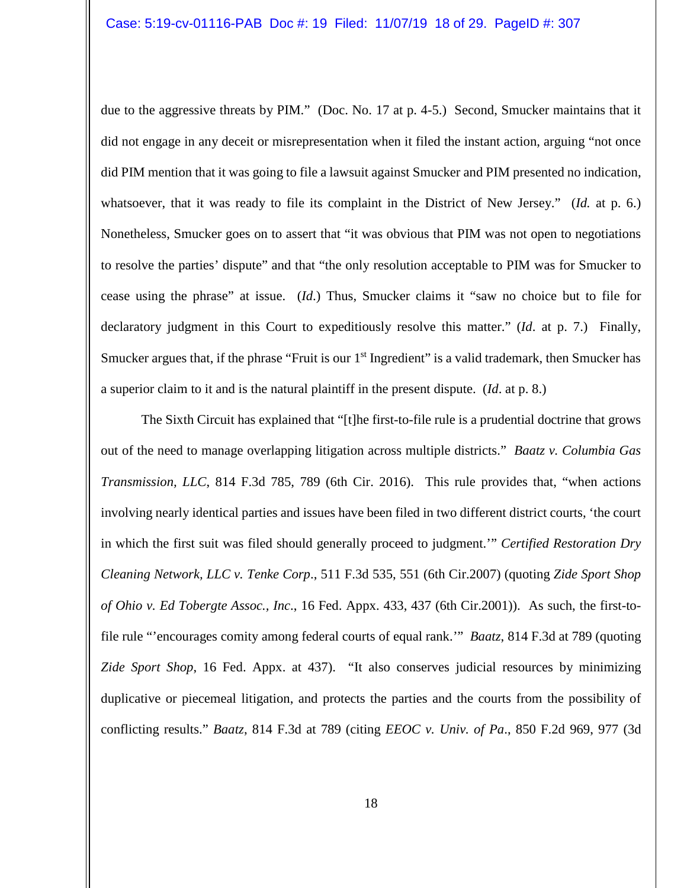due to the aggressive threats by PIM." (Doc. No. 17 at p. 4-5.) Second, Smucker maintains that it did not engage in any deceit or misrepresentation when it filed the instant action, arguing "not once did PIM mention that it was going to file a lawsuit against Smucker and PIM presented no indication, whatsoever, that it was ready to file its complaint in the District of New Jersey." (*Id.* at p. 6.) Nonetheless, Smucker goes on to assert that "it was obvious that PIM was not open to negotiations to resolve the parties' dispute" and that "the only resolution acceptable to PIM was for Smucker to cease using the phrase" at issue. (*Id.*) Thus, Smucker claims it "saw no choice but to file for declaratory judgment in this Court to expeditiously resolve this matter." (*Id*. at p. 7.) Finally, Smucker argues that, if the phrase "Fruit is our 1st Ingredient" is a valid trademark, then Smucker has a superior claim to it and is the natural plaintiff in the present dispute. (*Id*. at p. 8.)

The Sixth Circuit has explained that "[t]he first-to-file rule is a prudential doctrine that grows out of the need to manage overlapping litigation across multiple districts." *Baatz v. Columbia Gas Transmission, LLC*, 814 F.3d 785, 789 (6th Cir. 2016). This rule provides that, "when actions involving nearly identical parties and issues have been filed in two different district courts, 'the court in which the first suit was filed should generally proceed to judgment.'" *Certified Restoration Dry Cleaning Network, LLC v. Tenke Corp*., 511 F.3d 535, 551 (6th Cir.2007) (quoting *Zide Sport Shop of Ohio v. Ed Tobergte Assoc., Inc*., 16 Fed. Appx. 433, 437 (6th Cir.2001)). As such, the first-to-file rule "'encourages comity among federal courts of equal rank.'" *Baatz*, 814 F.3d at 789 (quoting *Zide Sport Shop*, 16 Fed. Appx. at 437). "It also conserves judicial resources by minimizing duplicative or piecemeal litigation, and protects the parties and the courts from the possibility of conflicting results." *Baatz*, 814 F.3d at 789 (citing *EEOC v. Univ. of Pa*., 850 F.2d 969, 977 (3d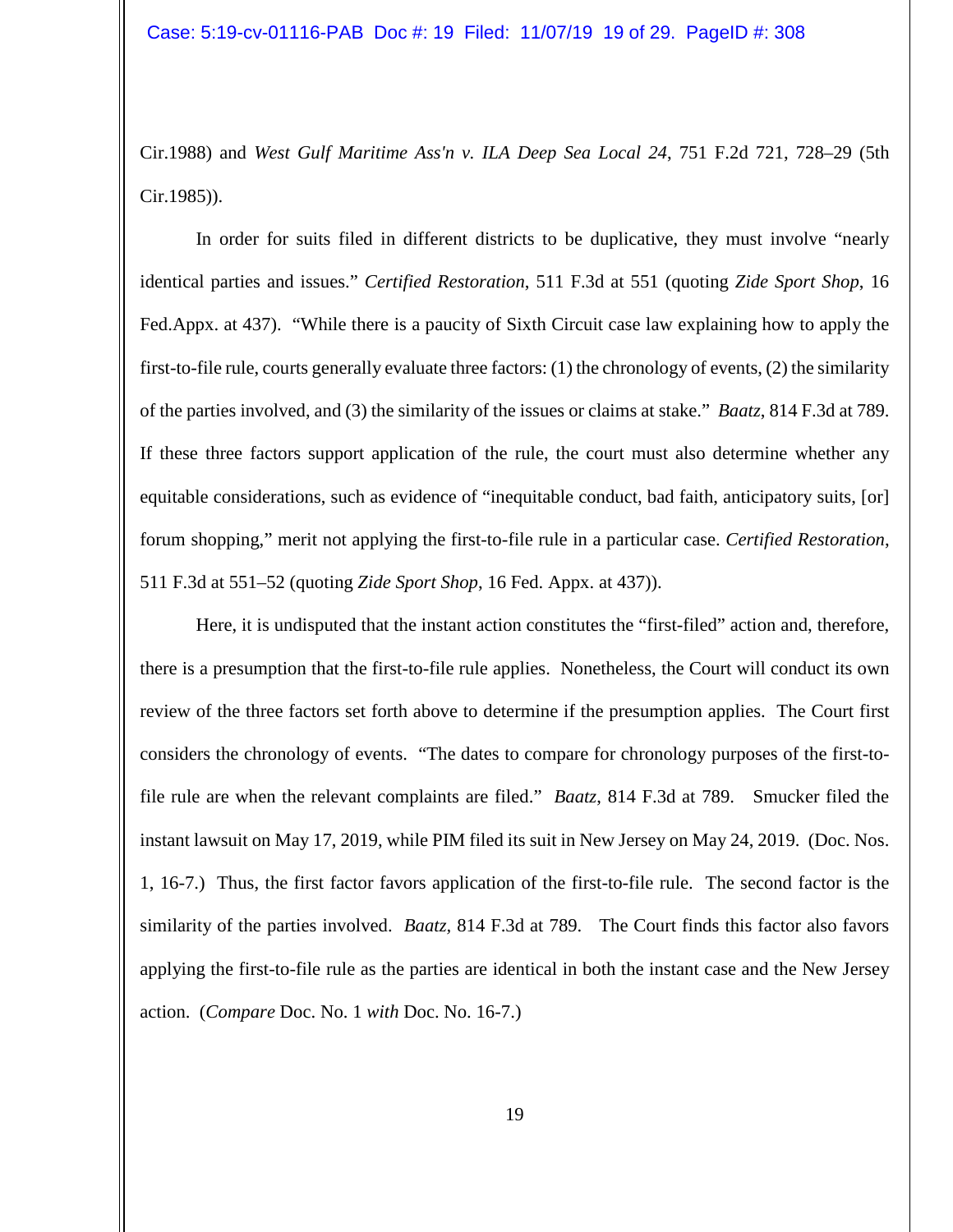Cir.1988) and *West Gulf Maritime Ass'n v. ILA Deep Sea Local 24*, 751 F.2d 721, 728–29 (5th Cir.1985)).

In order for suits filed in different districts to be duplicative, they must involve "nearly identical parties and issues." *Certified Restoration*, 511 F.3d at 551 (quoting *Zide Sport Shop*, 16 Fed.Appx. at 437). "While there is a paucity of Sixth Circuit case law explaining how to apply the first-to-file rule, courts generally evaluate three factors: (1) the chronology of events, (2) the similarity of the parties involved, and (3) the similarity of the issues or claims at stake." *Baatz*, 814 F.3d at 789. If these three factors support application of the rule, the court must also determine whether any equitable considerations, such as evidence of "inequitable conduct, bad faith, anticipatory suits, [or] forum shopping," merit not applying the first-to-file rule in a particular case. *Certified Restoration*, 511 F.3d at 551–52 (quoting *Zide Sport Shop*, 16 Fed. Appx. at 437)).

Here, it is undisputed that the instant action constitutes the "first-filed" action and, therefore, there is a presumption that the first-to-file rule applies. Nonetheless, the Court will conduct its own review of the three factors set forth above to determine if the presumption applies. The Court first considers the chronology of events. "The dates to compare for chronology purposes of the first-to-file rule are when the relevant complaints are filed." *Baatz*, 814 F.3d at 789. Smucker filed the instant lawsuit on May 17, 2019, while PIM filed its suit in New Jersey on May 24, 2019. (Doc. Nos. 1, 16-7.) Thus, the first factor favors application of the first-to-file rule. The second factor is the similarity of the parties involved. *Baatz*, 814 F.3d at 789. The Court finds this factor also favors applying the first-to-file rule as the parties are identical in both the instant case and the New Jersey action. (*Compare* Doc. No. 1 *with* Doc. No. 16-7.)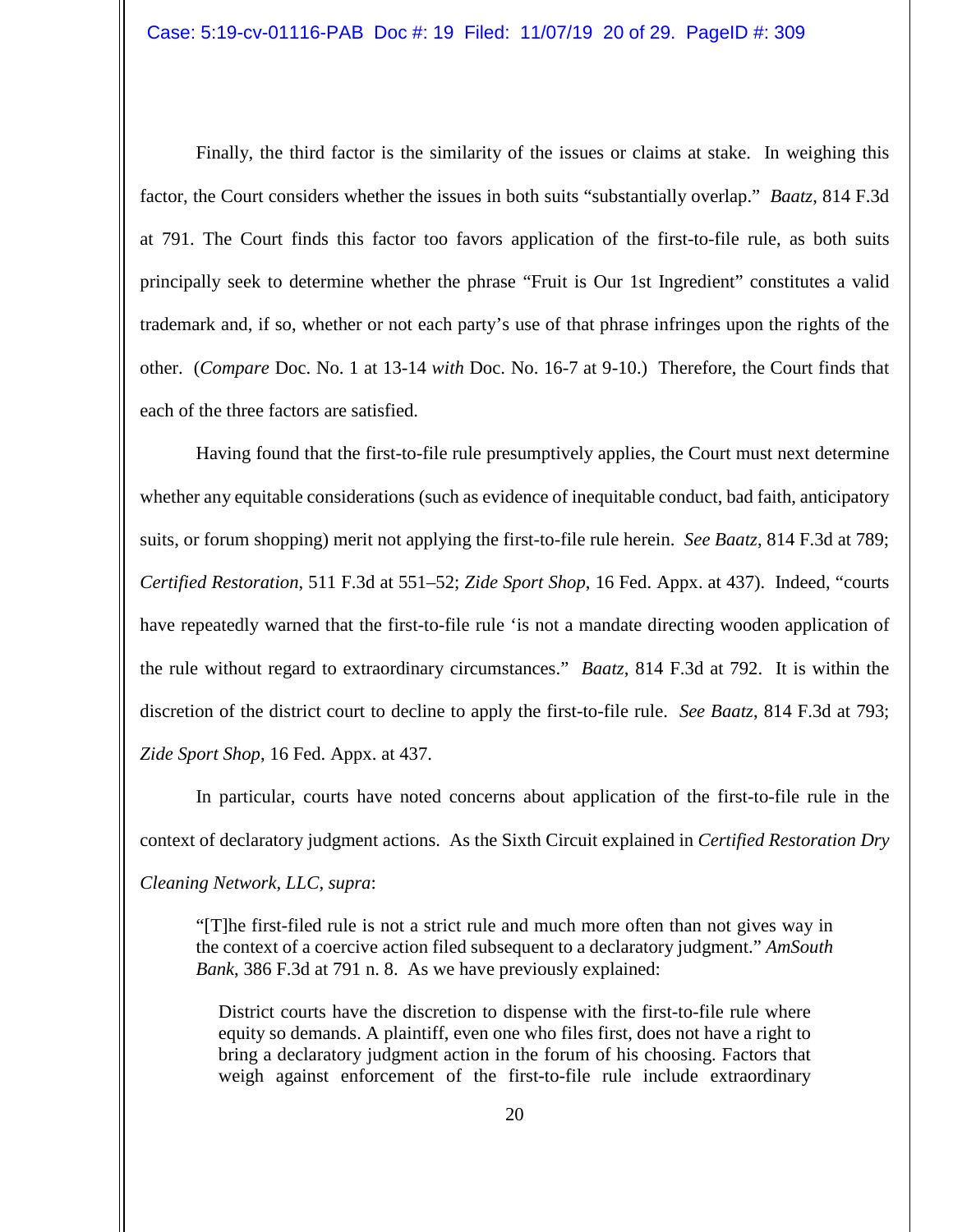Finally, the third factor is the similarity of the issues or claims at stake. In weighing this factor, the Court considers whether the issues in both suits "substantially overlap." *Baatz*, 814 F.3d at 791. The Court finds this factor too favors application of the first-to-file rule, as both suits principally seek to determine whether the phrase "Fruit is Our 1st Ingredient" constitutes a valid trademark and, if so, whether or not each party's use of that phrase infringes upon the rights of the other. (*Compare* Doc. No. 1 at 13-14 *with* Doc. No. 16-7 at 9-10.) Therefore, the Court finds that each of the three factors are satisfied.

Having found that the first-to-file rule presumptively applies, the Court must next determine whether any equitable considerations (such as evidence of inequitable conduct, bad faith, anticipatory suits, or forum shopping) merit not applying the first-to-file rule herein. *See Baatz*, 814 F.3d at 789; *Certified Restoration*, 511 F.3d at 551–52; *Zide Sport Shop*, 16 Fed. Appx. at 437). Indeed, "courts have repeatedly warned that the first-to-file rule 'is not a mandate directing wooden application of the rule without regard to extraordinary circumstances." *Baatz*, 814 F.3d at 792. It is within the discretion of the district court to decline to apply the first-to-file rule. *See Baatz*, 814 F.3d at 793; *Zide Sport Shop*, 16 Fed. Appx. at 437.

In particular, courts have noted concerns about application of the first-to-file rule in the context of declaratory judgment actions. As the Sixth Circuit explained in *Certified Restoration Dry Cleaning Network, LLC, supra*:

> "[T]he first-filed rule is not a strict rule and much more often than not gives way in the context of a coercive action filed subsequent to a declaratory judgment." *AmSouth Bank*, 386 F.3d at 791 n. 8. As we have previously explained:
>
> > District courts have the discretion to dispense with the first-to-file rule where equity so demands. A plaintiff, even one who files first, does not have a right to bring a declaratory judgment action in the forum of his choosing. Factors that weigh against enforcement of the first-to-file rule include extraordinary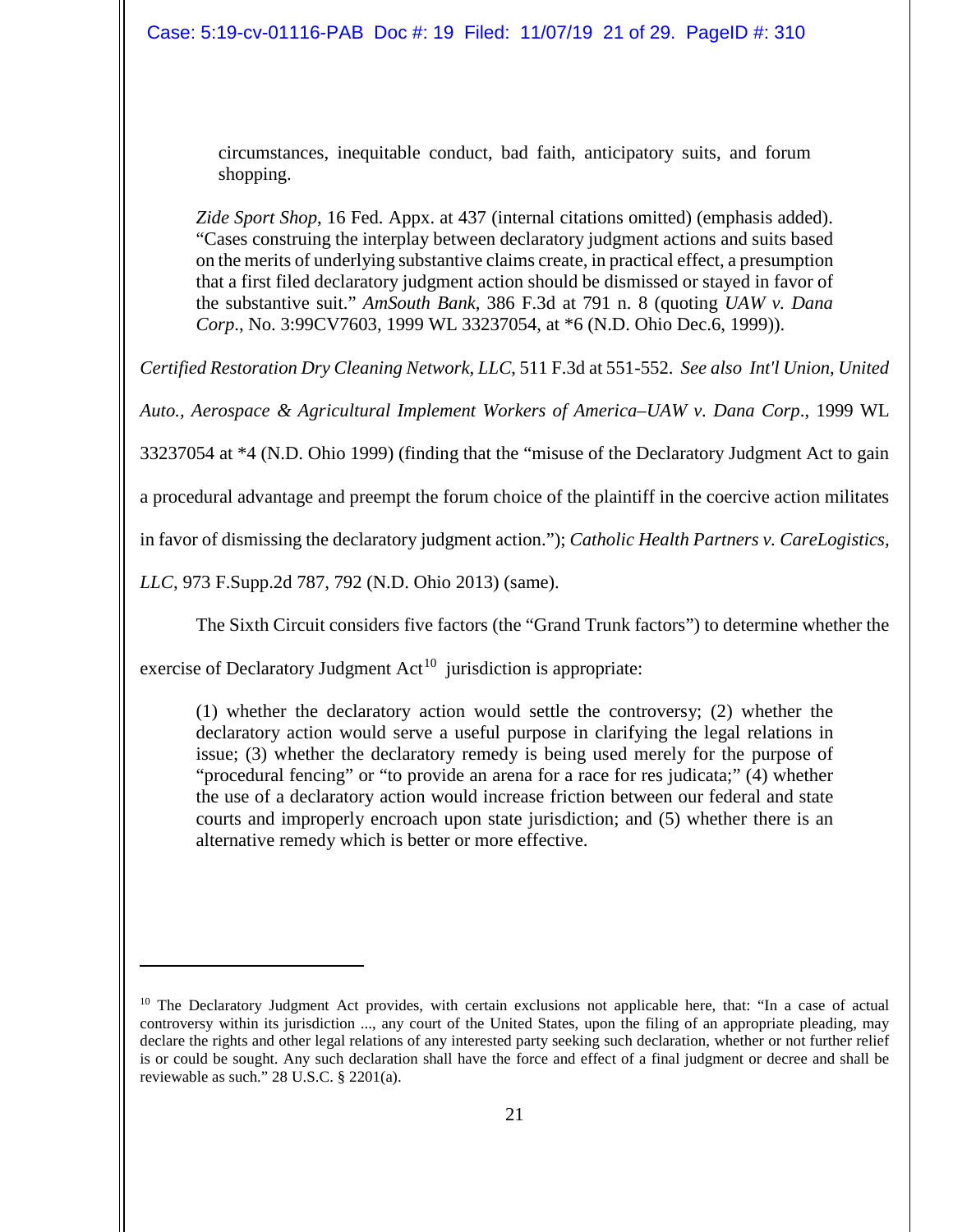> circumstances, inequitable conduct, bad faith, anticipatory suits, and forum shopping.
>
> *Zide Sport Shop*, 16 Fed. Appx. at 437 (internal citations omitted) (emphasis added). "Cases construing the interplay between declaratory judgment actions and suits based on the merits of underlying substantive claims create, in practical effect, a presumption that a first filed declaratory judgment action should be dismissed or stayed in favor of the substantive suit." *AmSouth Bank*, 386 F.3d at 791 n. 8 (quoting *UAW v. Dana Corp*., No. 3:99CV7603, 1999 WL 33237054, at *6 (N.D. Ohio Dec.6, 1999)).

*Certified Restoration Dry Cleaning Network, LLC*, 511 F.3d at 551-552. *See also Int'l Union, United Auto., Aerospace & Agricultural Implement Workers of America–UAW v. Dana Corp*., 1999 WL 33237054 at *4 (N.D. Ohio 1999) (finding that the "misuse of the Declaratory Judgment Act to gain a procedural advantage and preempt the forum choice of the plaintiff in the coercive action militates in favor of dismissing the declaratory judgment action."); *Catholic Health Partners v. CareLogistics, LLC*, 973 F.Supp.2d 787, 792 (N.D. Ohio 2013) (same).

The Sixth Circuit considers five factors (the "Grand Trunk factors") to determine whether the exercise of Declaratory Judgment Act[10] jurisdiction is appropriate:

> (1) whether the declaratory action would settle the controversy; (2) whether the declaratory action would serve a useful purpose in clarifying the legal relations in issue; (3) whether the declaratory remedy is being used merely for the purpose of "procedural fencing" or "to provide an arena for a race for res judicata;" (4) whether the use of a declaratory action would increase friction between our federal and state courts and improperly encroach upon state jurisdiction; and (5) whether there is an alternative remedy which is better or more effective.

---

[10] The Declaratory Judgment Act provides, with certain exclusions not applicable here, that: "In a case of actual controversy within its jurisdiction ..., any court of the United States, upon the filing of an appropriate pleading, may declare the rights and other legal relations of any interested party seeking such declaration, whether or not further relief is or could be sought. Any such declaration shall have the force and effect of a final judgment or decree and shall be reviewable as such." 28 U.S.C. § 2201(a).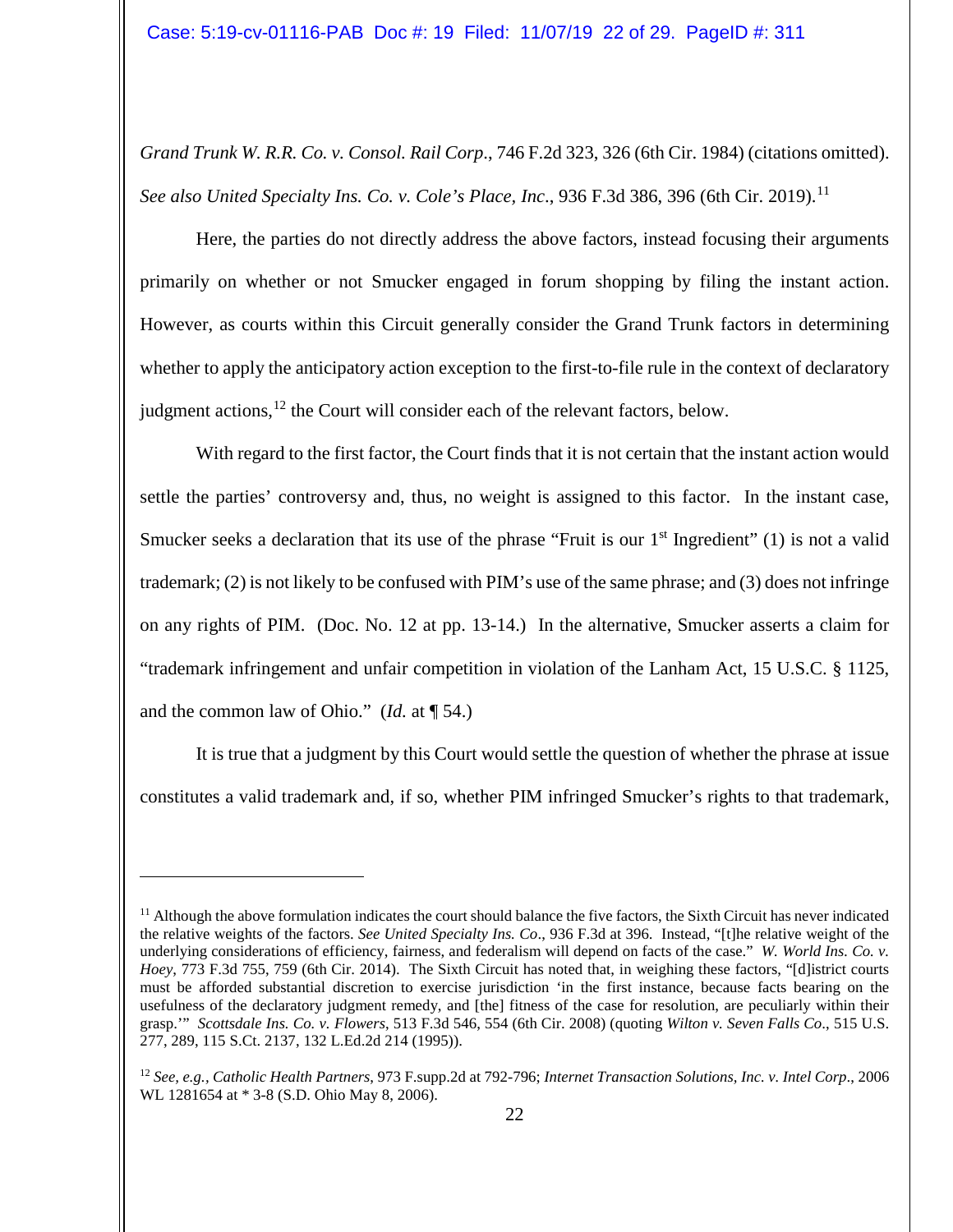*Grand Trunk W. R.R. Co. v. Consol. Rail Corp*., 746 F.2d 323, 326 (6th Cir. 1984) (citations omitted). *See also United Specialty Ins. Co. v. Cole's Place, Inc*., 936 F.3d 386, 396 (6th Cir. 2019).[11]

Here, the parties do not directly address the above factors, instead focusing their arguments primarily on whether or not Smucker engaged in forum shopping by filing the instant action. However, as courts within this Circuit generally consider the Grand Trunk factors in determining whether to apply the anticipatory action exception to the first-to-file rule in the context of declaratory judgment actions,[12] the Court will consider each of the relevant factors, below.

With regard to the first factor, the Court finds that it is not certain that the instant action would settle the parties' controversy and, thus, no weight is assigned to this factor. In the instant case, Smucker seeks a declaration that its use of the phrase "Fruit is our 1st Ingredient" (1) is not a valid trademark; (2) is not likely to be confused with PIM's use of the same phrase; and (3) does not infringe on any rights of PIM. (Doc. No. 12 at pp. 13-14.) In the alternative, Smucker asserts a claim for "trademark infringement and unfair competition in violation of the Lanham Act, 15 U.S.C. § 1125, and the common law of Ohio." (*Id.* at ¶ 54.)

It is true that a judgment by this Court would settle the question of whether the phrase at issue constitutes a valid trademark and, if so, whether PIM infringed Smucker's rights to that trademark,

---

[11] Although the above formulation indicates the court should balance the five factors, the Sixth Circuit has never indicated the relative weights of the factors. *See United Specialty Ins. Co*., 936 F.3d at 396. Instead, "[t]he relative weight of the underlying considerations of efficiency, fairness, and federalism will depend on facts of the case." *W. World Ins. Co. v. Hoey*, 773 F.3d 755, 759 (6th Cir. 2014). The Sixth Circuit has noted that, in weighing these factors, "[d]istrict courts must be afforded substantial discretion to exercise jurisdiction 'in the first instance, because facts bearing on the usefulness of the declaratory judgment remedy, and [the] fitness of the case for resolution, are peculiarly within their grasp.'" *Scottsdale Ins. Co. v. Flowers*, 513 F.3d 546, 554 (6th Cir. 2008) (quoting *Wilton v. Seven Falls Co*., 515 U.S. 277, 289, 115 S.Ct. 2137, 132 L.Ed.2d 214 (1995)).

[12] *See, e.g., Catholic Health Partners*, 973 F.supp.2d at 792-796; *Internet Transaction Solutions, Inc. v. Intel Corp*., 2006 WL 1281654 at * 3-8 (S.D. Ohio May 8, 2006).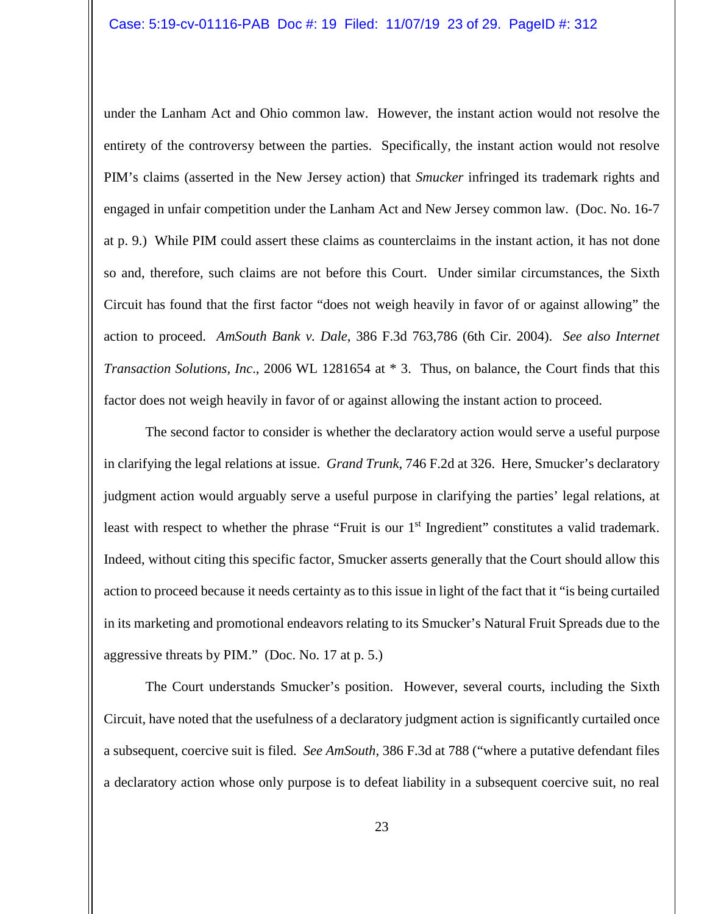under the Lanham Act and Ohio common law. However, the instant action would not resolve the entirety of the controversy between the parties. Specifically, the instant action would not resolve PIM's claims (asserted in the New Jersey action) that *Smucker* infringed its trademark rights and engaged in unfair competition under the Lanham Act and New Jersey common law. (Doc. No. 16-7 at p. 9.) While PIM could assert these claims as counterclaims in the instant action, it has not done so and, therefore, such claims are not before this Court. Under similar circumstances, the Sixth Circuit has found that the first factor "does not weigh heavily in favor of or against allowing" the action to proceed. *AmSouth Bank v. Dale*, 386 F.3d 763,786 (6th Cir. 2004). *See also Internet Transaction Solutions, Inc*., 2006 WL 1281654 at * 3. Thus, on balance, the Court finds that this factor does not weigh heavily in favor of or against allowing the instant action to proceed.

The second factor to consider is whether the declaratory action would serve a useful purpose in clarifying the legal relations at issue. *Grand Trunk*, 746 F.2d at 326. Here, Smucker's declaratory judgment action would arguably serve a useful purpose in clarifying the parties' legal relations, at least with respect to whether the phrase "Fruit is our 1st Ingredient" constitutes a valid trademark. Indeed, without citing this specific factor, Smucker asserts generally that the Court should allow this action to proceed because it needs certainty as to this issue in light of the fact that it "is being curtailed in its marketing and promotional endeavors relating to its Smucker's Natural Fruit Spreads due to the aggressive threats by PIM." (Doc. No. 17 at p. 5.)

The Court understands Smucker's position. However, several courts, including the Sixth Circuit, have noted that the usefulness of a declaratory judgment action is significantly curtailed once a subsequent, coercive suit is filed. *See AmSouth*, 386 F.3d at 788 ("where a putative defendant files a declaratory action whose only purpose is to defeat liability in a subsequent coercive suit, no real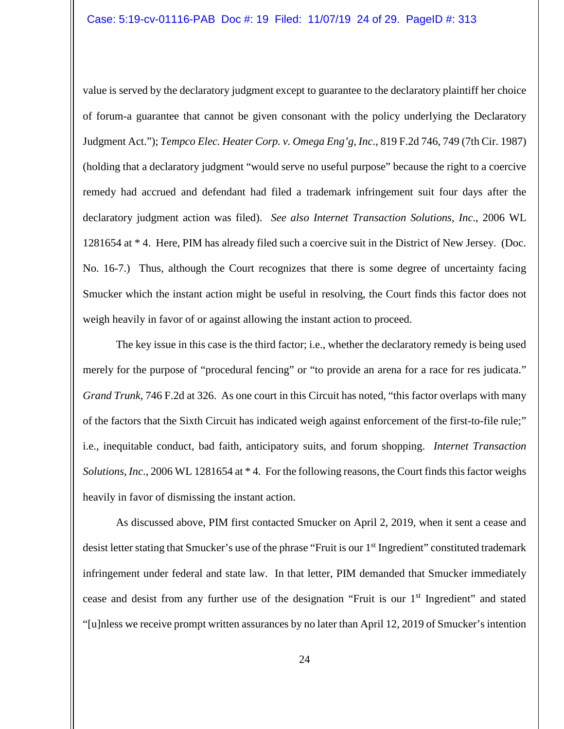value is served by the declaratory judgment except to guarantee to the declaratory plaintiff her choice of forum-a guarantee that cannot be given consonant with the policy underlying the Declaratory Judgment Act."); *Tempco Elec. Heater Corp. v. Omega Eng'g, Inc*., 819 F.2d 746, 749 (7th Cir. 1987) (holding that a declaratory judgment "would serve no useful purpose" because the right to a coercive remedy had accrued and defendant had filed a trademark infringement suit four days after the declaratory judgment action was filed). *See also Internet Transaction Solutions, Inc*., 2006 WL 1281654 at * 4. Here, PIM has already filed such a coercive suit in the District of New Jersey. (Doc. No. 16-7.) Thus, although the Court recognizes that there is some degree of uncertainty facing Smucker which the instant action might be useful in resolving, the Court finds this factor does not weigh heavily in favor of or against allowing the instant action to proceed.

The key issue in this case is the third factor; i.e., whether the declaratory remedy is being used merely for the purpose of "procedural fencing" or "to provide an arena for a race for res judicata." *Grand Trunk*, 746 F.2d at 326. As one court in this Circuit has noted, "this factor overlaps with many of the factors that the Sixth Circuit has indicated weigh against enforcement of the first-to-file rule;" i.e., inequitable conduct, bad faith, anticipatory suits, and forum shopping. *Internet Transaction Solutions, Inc*., 2006 WL 1281654 at * 4. For the following reasons, the Court finds this factor weighs heavily in favor of dismissing the instant action.

As discussed above, PIM first contacted Smucker on April 2, 2019, when it sent a cease and desist letter stating that Smucker's use of the phrase "Fruit is our 1st Ingredient" constituted trademark infringement under federal and state law. In that letter, PIM demanded that Smucker immediately cease and desist from any further use of the designation "Fruit is our 1st Ingredient" and stated "[u]nless we receive prompt written assurances by no later than April 12, 2019 of Smucker's intention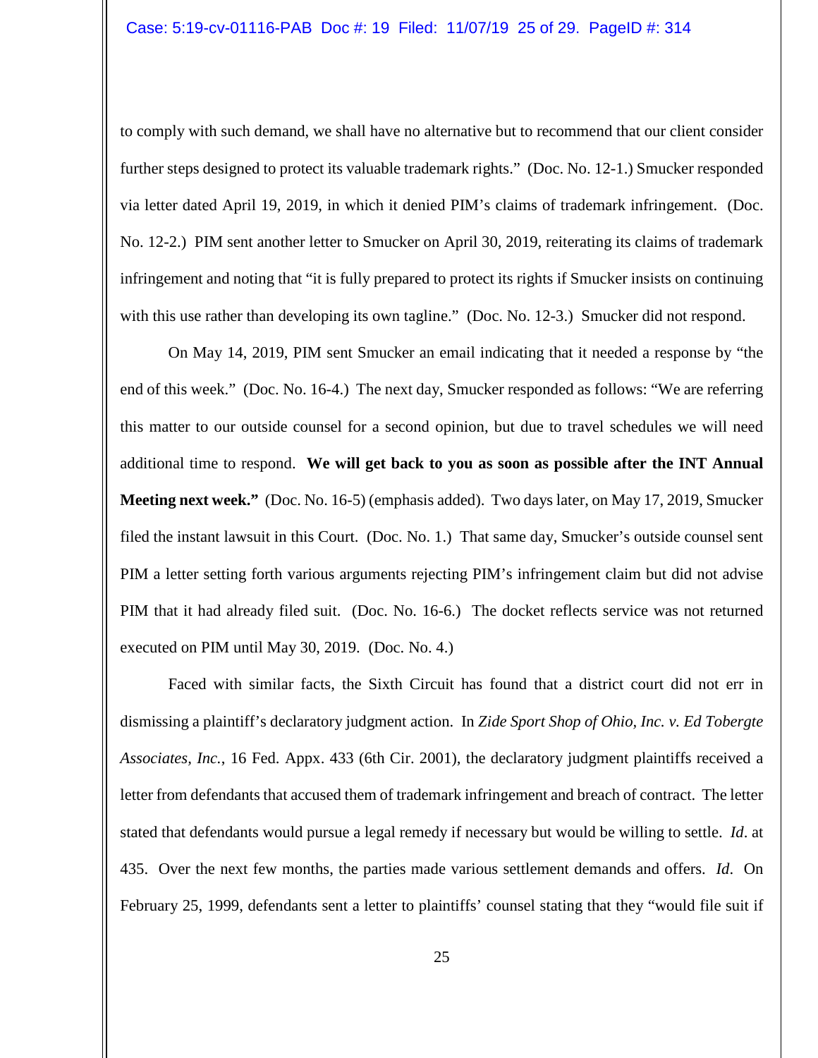to comply with such demand, we shall have no alternative but to recommend that our client consider further steps designed to protect its valuable trademark rights." (Doc. No. 12-1.) Smucker responded via letter dated April 19, 2019, in which it denied PIM's claims of trademark infringement. (Doc. No. 12-2.) PIM sent another letter to Smucker on April 30, 2019, reiterating its claims of trademark infringement and noting that "it is fully prepared to protect its rights if Smucker insists on continuing with this use rather than developing its own tagline." (Doc. No. 12-3.) Smucker did not respond.

On May 14, 2019, PIM sent Smucker an email indicating that it needed a response by "the end of this week." (Doc. No. 16-4.) The next day, Smucker responded as follows: "We are referring this matter to our outside counsel for a second opinion, but due to travel schedules we will need additional time to respond. **We will get back to you as soon as possible after the INT Annual Meeting next week."** (Doc. No. 16-5) (emphasis added). Two days later, on May 17, 2019, Smucker filed the instant lawsuit in this Court. (Doc. No. 1.) That same day, Smucker's outside counsel sent PIM a letter setting forth various arguments rejecting PIM's infringement claim but did not advise PIM that it had already filed suit. (Doc. No. 16-6.) The docket reflects service was not returned executed on PIM until May 30, 2019. (Doc. No. 4.)

Faced with similar facts, the Sixth Circuit has found that a district court did not err in dismissing a plaintiff's declaratory judgment action. In *Zide Sport Shop of Ohio, Inc. v. Ed Tobergte Associates, Inc.*, 16 Fed. Appx. 433 (6th Cir. 2001), the declaratory judgment plaintiffs received a letter from defendants that accused them of trademark infringement and breach of contract. The letter stated that defendants would pursue a legal remedy if necessary but would be willing to settle. *Id*. at 435. Over the next few months, the parties made various settlement demands and offers. *Id*. On February 25, 1999, defendants sent a letter to plaintiffs' counsel stating that they "would file suit if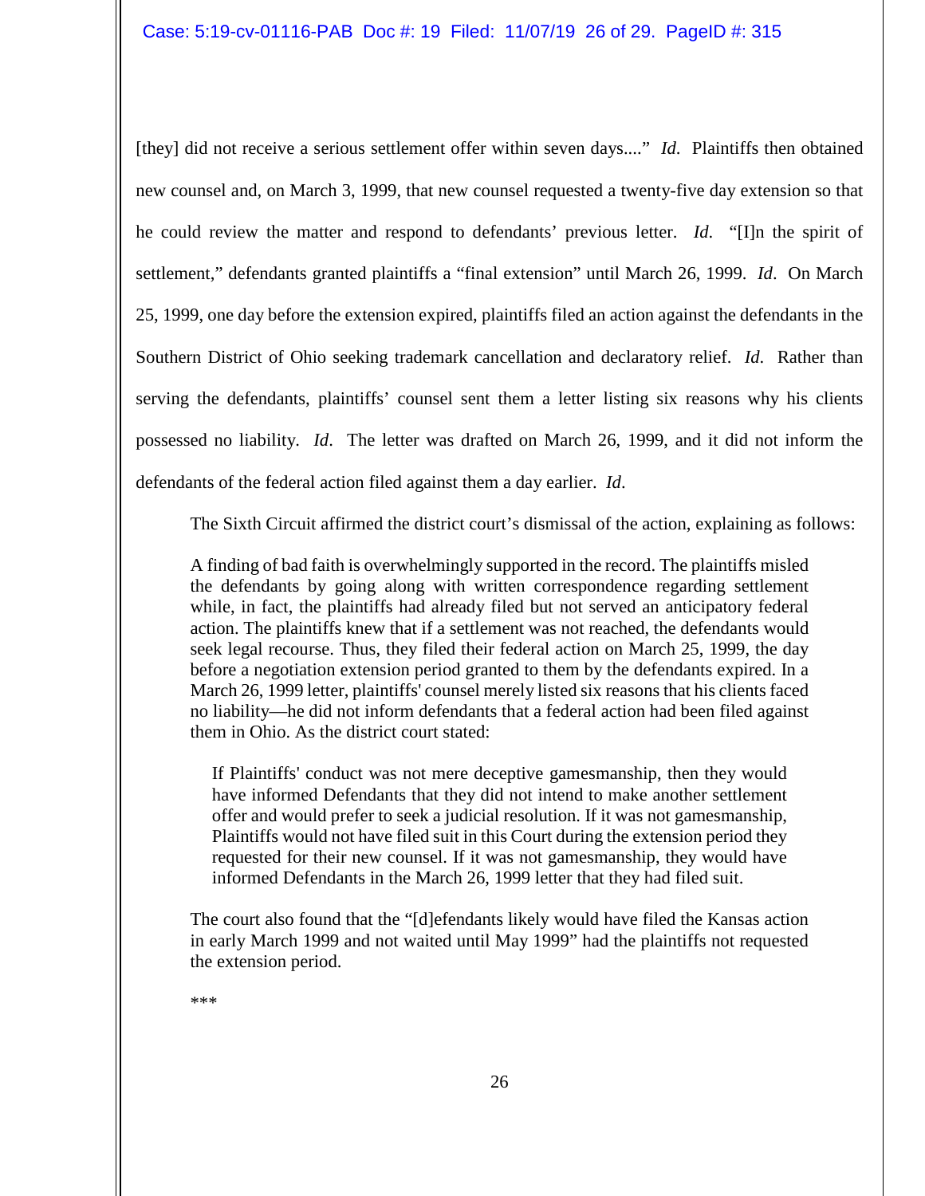[they] did not receive a serious settlement offer within seven days...." *Id*. Plaintiffs then obtained new counsel and, on March 3, 1999, that new counsel requested a twenty-five day extension so that he could review the matter and respond to defendants' previous letter. *Id*. "[I]n the spirit of settlement," defendants granted plaintiffs a "final extension" until March 26, 1999. *Id*. On March 25, 1999, one day before the extension expired, plaintiffs filed an action against the defendants in the Southern District of Ohio seeking trademark cancellation and declaratory relief. *Id*. Rather than serving the defendants, plaintiffs' counsel sent them a letter listing six reasons why his clients possessed no liability. *Id*. The letter was drafted on March 26, 1999, and it did not inform the defendants of the federal action filed against them a day earlier. *Id*.

The Sixth Circuit affirmed the district court's dismissal of the action, explaining as follows:

> A finding of bad faith is overwhelmingly supported in the record. The plaintiffs misled the defendants by going along with written correspondence regarding settlement while, in fact, the plaintiffs had already filed but not served an anticipatory federal action. The plaintiffs knew that if a settlement was not reached, the defendants would seek legal recourse. Thus, they filed their federal action on March 25, 1999, the day before a negotiation extension period granted to them by the defendants expired. In a March 26, 1999 letter, plaintiffs' counsel merely listed six reasons that his clients faced no liability—he did not inform defendants that a federal action had been filed against them in Ohio. As the district court stated:
>
> > If Plaintiffs' conduct was not mere deceptive gamesmanship, then they would have informed Defendants that they did not intend to make another settlement offer and would prefer to seek a judicial resolution. If it was not gamesmanship, Plaintiffs would not have filed suit in this Court during the extension period they requested for their new counsel. If it was not gamesmanship, they would have informed Defendants in the March 26, 1999 letter that they had filed suit.
>
> The court also found that the "[d]efendants likely would have filed the Kansas action in early March 1999 and not waited until May 1999" had the plaintiffs not requested the extension period.
>
> ***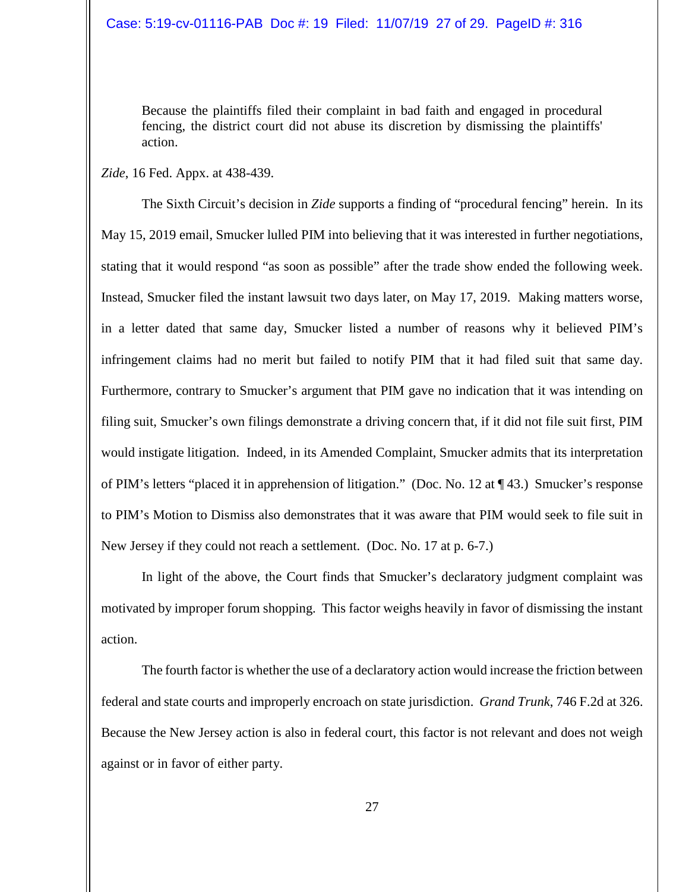> Because the plaintiffs filed their complaint in bad faith and engaged in procedural fencing, the district court did not abuse its discretion by dismissing the plaintiffs' action.

*Zide*, 16 Fed. Appx. at 438-439.

The Sixth Circuit's decision in *Zide* supports a finding of "procedural fencing" herein. In its May 15, 2019 email, Smucker lulled PIM into believing that it was interested in further negotiations, stating that it would respond "as soon as possible" after the trade show ended the following week. Instead, Smucker filed the instant lawsuit two days later, on May 17, 2019. Making matters worse, in a letter dated that same day, Smucker listed a number of reasons why it believed PIM's infringement claims had no merit but failed to notify PIM that it had filed suit that same day. Furthermore, contrary to Smucker's argument that PIM gave no indication that it was intending on filing suit, Smucker's own filings demonstrate a driving concern that, if it did not file suit first, PIM would instigate litigation. Indeed, in its Amended Complaint, Smucker admits that its interpretation of PIM's letters "placed it in apprehension of litigation." (Doc. No. 12 at ¶ 43.) Smucker's response to PIM's Motion to Dismiss also demonstrates that it was aware that PIM would seek to file suit in New Jersey if they could not reach a settlement. (Doc. No. 17 at p. 6-7.)

In light of the above, the Court finds that Smucker's declaratory judgment complaint was motivated by improper forum shopping. This factor weighs heavily in favor of dismissing the instant action.

The fourth factor is whether the use of a declaratory action would increase the friction between federal and state courts and improperly encroach on state jurisdiction. *Grand Trunk*, 746 F.2d at 326. Because the New Jersey action is also in federal court, this factor is not relevant and does not weigh against or in favor of either party.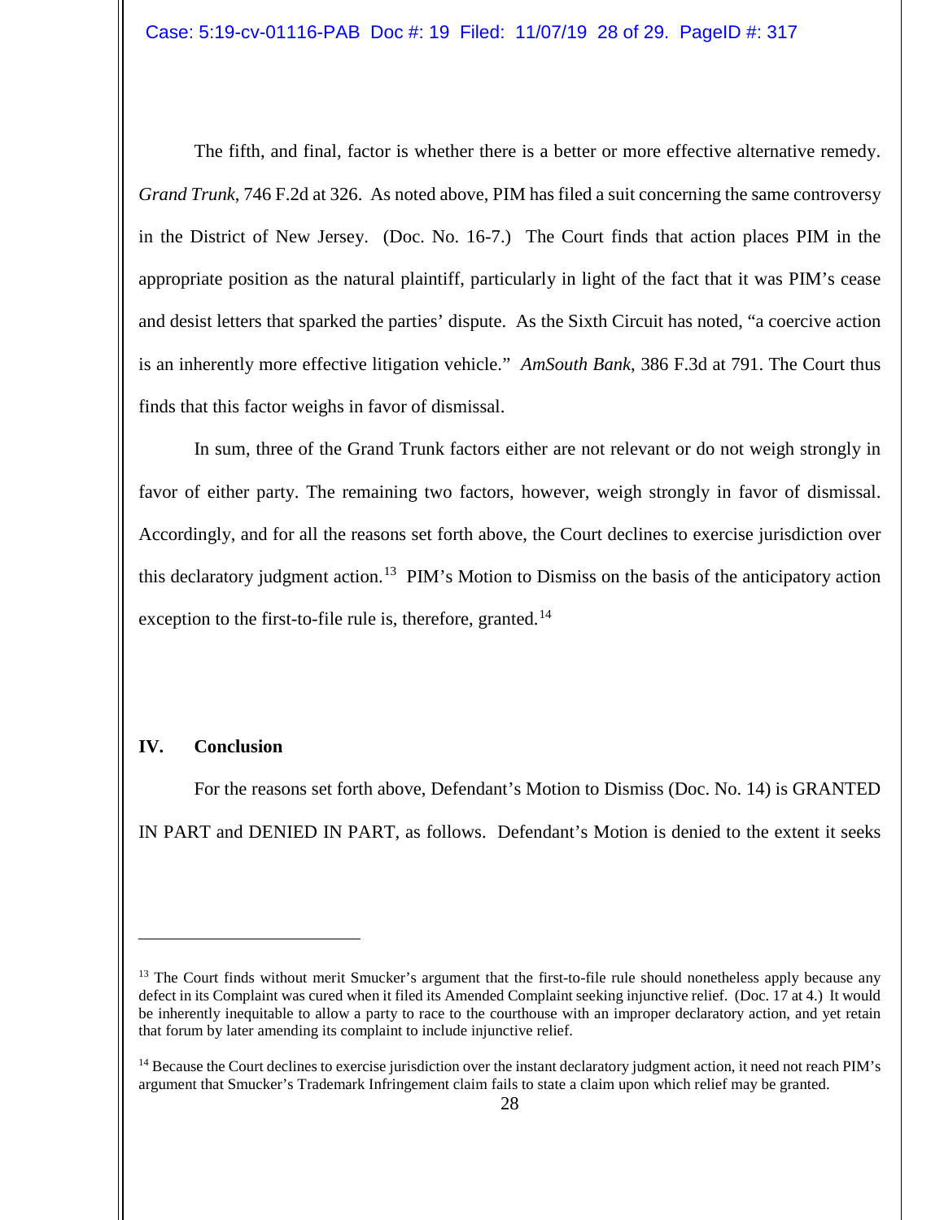The fifth, and final, factor is whether there is a better or more effective alternative remedy. *Grand Trunk*, 746 F.2d at 326. As noted above, PIM has filed a suit concerning the same controversy in the District of New Jersey. (Doc. No. 16-7.) The Court finds that action places PIM in the appropriate position as the natural plaintiff, particularly in light of the fact that it was PIM's cease and desist letters that sparked the parties' dispute. As the Sixth Circuit has noted, "a coercive action is an inherently more effective litigation vehicle." *AmSouth Bank*, 386 F.3d at 791. The Court thus finds that this factor weighs in favor of dismissal.

In sum, three of the Grand Trunk factors either are not relevant or do not weigh strongly in favor of either party. The remaining two factors, however, weigh strongly in favor of dismissal. Accordingly, and for all the reasons set forth above, the Court declines to exercise jurisdiction over this declaratory judgment action.[13] PIM's Motion to Dismiss on the basis of the anticipatory action exception to the first-to-file rule is, therefore, granted.[14]

## IV. Conclusion

For the reasons set forth above, Defendant's Motion to Dismiss (Doc. No. 14) is GRANTED IN PART and DENIED IN PART, as follows. Defendant's Motion is denied to the extent it seeks

---

[13] The Court finds without merit Smucker's argument that the first-to-file rule should nonetheless apply because any defect in its Complaint was cured when it filed its Amended Complaint seeking injunctive relief. (Doc. 17 at 4.) It would be inherently inequitable to allow a party to race to the courthouse with an improper declaratory action, and yet retain that forum by later amending its complaint to include injunctive relief.

[14] Because the Court declines to exercise jurisdiction over the instant declaratory judgment action, it need not reach PIM's argument that Smucker's Trademark Infringement claim fails to state a claim upon which relief may be granted.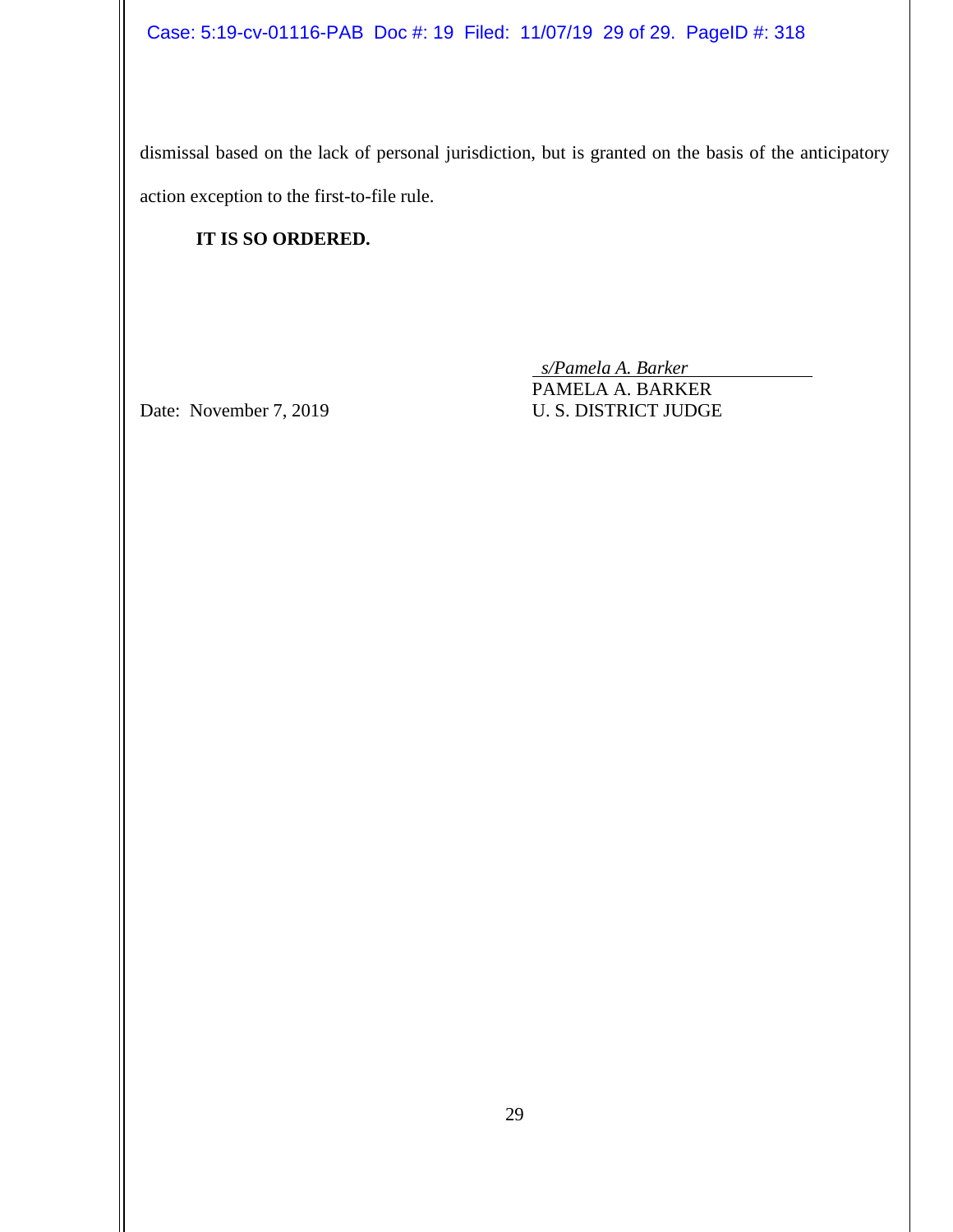dismissal based on the lack of personal jurisdiction, but is granted on the basis of the anticipatory action exception to the first-to-file rule.

**IT IS SO ORDERED.**

*s/Pamela A. Barker*
PAMELA A. BARKER
U. S. DISTRICT JUDGE

Date: November 7, 2019